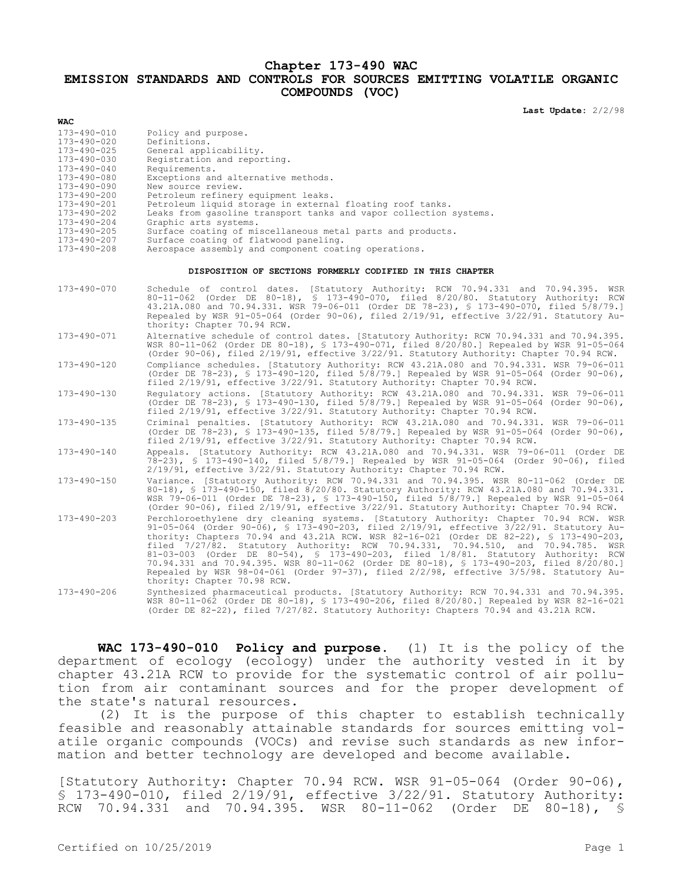# Chapter 173-490 WAC
# EMISSION STANDARDS AND CONTROLS FOR SOURCES EMITTING VOLATILE ORGANIC COMPOUNDS (VOC)

**Last Update:** 2/2/98

| WAC | |
|---|---|
| 173-490-010 | Policy and purpose. |
| 173-490-020 | Definitions. |
| 173-490-025 | General applicability. |
| 173-490-030 | Registration and reporting. |
| 173-490-040 | Requirements. |
| 173-490-080 | Exceptions and alternative methods. |
| 173-490-090 | New source review. |
| 173-490-200 | Petroleum refinery equipment leaks. |
| 173-490-201 | Petroleum liquid storage in external floating roof tanks. |
| 173-490-202 | Leaks from gasoline transport tanks and vapor collection systems. |
| 173-490-204 | Graphic arts systems. |
| 173-490-205 | Surface coating of miscellaneous metal parts and products. |
| 173-490-207 | Surface coating of flatwood paneling. |
| 173-490-208 | Aerospace assembly and component coating operations. |

### DISPOSITION OF SECTIONS FORMERLY CODIFIED IN THIS CHAPTER

| | |
|---|---|
| 173-490-070 | Schedule of control dates. [Statutory Authority: RCW 70.94.331 and 70.94.395. WSR 80-11-062 (Order DE 80-18), § 173-490-070, filed 8/20/80. Statutory Authority: RCW 43.21A.080 and 70.94.331. WSR 79-06-011 (Order DE 78-23), § 173-490-070, filed 5/8/79.] Repealed by WSR 91-05-064 (Order 90-06), filed 2/19/91, effective 3/22/91. Statutory Authority: Chapter 70.94 RCW. |
| 173-490-071 | Alternative schedule of control dates. [Statutory Authority: RCW 70.94.331 and 70.94.395. WSR 80-11-062 (Order DE 80-18), § 173-490-071, filed 8/20/80.] Repealed by WSR 91-05-064 (Order 90-06), filed 2/19/91, effective 3/22/91. Statutory Authority: Chapter 70.94 RCW. |
| 173-490-120 | Compliance schedules. [Statutory Authority: RCW 43.21A.080 and 70.94.331. WSR 79-06-011 (Order DE 78-23), § 173-490-120, filed 5/8/79.] Repealed by WSR 91-05-064 (Order 90-06), filed 2/19/91, effective 3/22/91. Statutory Authority: Chapter 70.94 RCW. |
| 173-490-130 | Regulatory actions. [Statutory Authority: RCW 43.21A.080 and 70.94.331. WSR 79-06-011 (Order DE 78-23), § 173-490-130, filed 5/8/79.] Repealed by WSR 91-05-064 (Order 90-06), filed 2/19/91, effective 3/22/91. Statutory Authority: Chapter 70.94 RCW. |
| 173-490-135 | Criminal penalties. [Statutory Authority: RCW 43.21A.080 and 70.94.331. WSR 79-06-011 (Order DE 78-23), § 173-490-135, filed 5/8/79.] Repealed by WSR 91-05-064 (Order 90-06), filed 2/19/91, effective 3/22/91. Statutory Authority: Chapter 70.94 RCW. |
| 173-490-140 | Appeals. [Statutory Authority: RCW 43.21A.080 and 70.94.331. WSR 79-06-011 (Order DE 78-23), § 173-490-140, filed 5/8/79.] Repealed by WSR 91-05-064 (Order 90-06), filed 2/19/91, effective 3/22/91. Statutory Authority: Chapter 70.94 RCW. |
| 173-490-150 | Variance. [Statutory Authority: RCW 70.94.331 and 70.94.395. WSR 80-11-062 (Order DE 80-18), § 173-490-150, filed 8/20/80. Statutory Authority: RCW 43.21A.080 and 70.94.331. WSR 79-06-011 (Order DE 78-23), § 173-490-150, filed 5/8/79.] Repealed by WSR 91-05-064 (Order 90-06), filed 2/19/91, effective 3/22/91. Statutory Authority: Chapter 70.94 RCW. |
| 173-490-203 | Perchloroethylene dry cleaning systems. [Statutory Authority: Chapter 70.94 RCW. WSR 91-05-064 (Order 90-06), § 173-490-203, filed 2/19/91, effective 3/22/91. Statutory Authority: Chapters 70.94 and 43.21A RCW. WSR 82-16-021 (Order DE 82-22), § 173-490-203, filed 7/27/82. Statutory Authority: RCW 70.94.331, 70.94.510, and 70.94.785. WSR 81-03-003 (Order DE 80-54), § 173-490-203, filed 1/8/81. Statutory Authority: RCW 70.94.331 and 70.94.395. WSR 80-11-062 (Order DE 80-18), § 173-490-203, filed 8/20/80.] Repealed by WSR 98-04-061 (Order 97-37), filed 2/2/98, effective 3/5/98. Statutory Authority: Chapter 70.98 RCW. |
| 173-490-206 | Synthesized pharmaceutical products. [Statutory Authority: RCW 70.94.331 and 70.94.395. WSR 80-11-062 (Order DE 80-18), § 173-490-206, filed 8/20/80.] Repealed by WSR 82-16-021 (Order DE 82-22), filed 7/27/82. Statutory Authority: Chapters 70.94 and 43.21A RCW. |

**WAC 173-490-010 Policy and purpose.** (1) It is the policy of the department of ecology (ecology) under the authority vested in it by chapter 43.21A RCW to provide for the systematic control of air pollution from air contaminant sources and for the proper development of the state's natural resources.

(2) It is the purpose of this chapter to establish technically feasible and reasonably attainable standards for sources emitting volatile organic compounds (VOCs) and revise such standards as new information and better technology are developed and become available.

[Statutory Authority: Chapter 70.94 RCW. WSR 91-05-064 (Order 90-06), § 173-490-010, filed 2/19/91, effective 3/22/91. Statutory Authority: RCW 70.94.331 and 70.94.395. WSR 80-11-062 (Order DE 80-18), §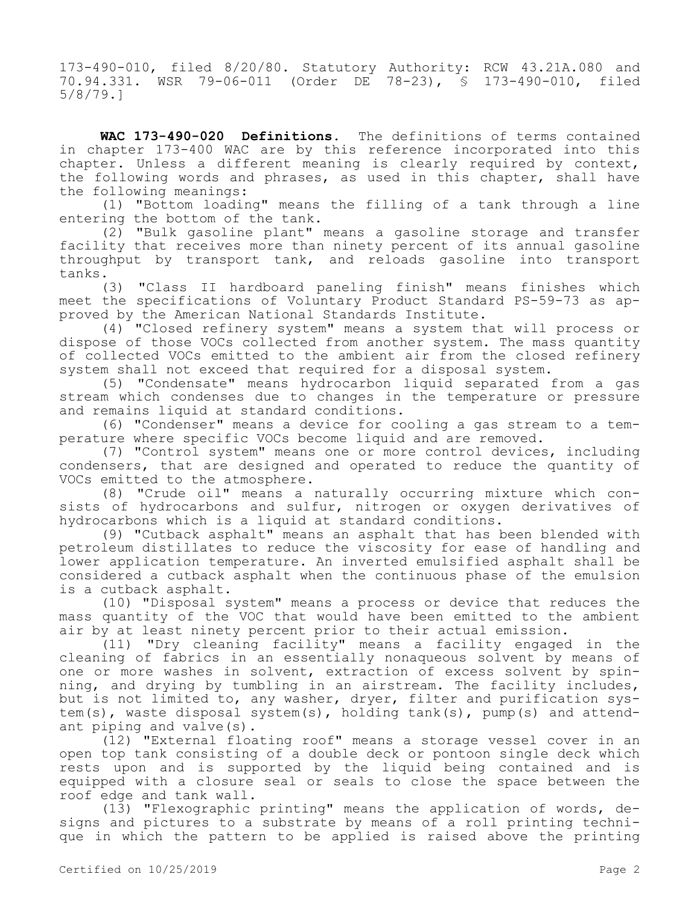173-490-010, filed 8/20/80. Statutory Authority: RCW 43.21A.080 and 70.94.331. WSR 79-06-011 (Order DE 78-23), § 173-490-010, filed 5/8/79.]

**WAC 173-490-020 Definitions.** The definitions of terms contained in chapter 173-400 WAC are by this reference incorporated into this chapter. Unless a different meaning is clearly required by context, the following words and phrases, as used in this chapter, shall have the following meanings:

(1) "Bottom loading" means the filling of a tank through a line entering the bottom of the tank.

(2) "Bulk gasoline plant" means a gasoline storage and transfer facility that receives more than ninety percent of its annual gasoline throughput by transport tank, and reloads gasoline into transport tanks.

(3) "Class II hardboard paneling finish" means finishes which meet the specifications of Voluntary Product Standard PS-59-73 as approved by the American National Standards Institute.

(4) "Closed refinery system" means a system that will process or dispose of those VOCs collected from another system. The mass quantity of collected VOCs emitted to the ambient air from the closed refinery system shall not exceed that required for a disposal system.

(5) "Condensate" means hydrocarbon liquid separated from a gas stream which condenses due to changes in the temperature or pressure and remains liquid at standard conditions.

(6) "Condenser" means a device for cooling a gas stream to a temperature where specific VOCs become liquid and are removed.

(7) "Control system" means one or more control devices, including condensers, that are designed and operated to reduce the quantity of VOCs emitted to the atmosphere.

(8) "Crude oil" means a naturally occurring mixture which consists of hydrocarbons and sulfur, nitrogen or oxygen derivatives of hydrocarbons which is a liquid at standard conditions.

(9) "Cutback asphalt" means an asphalt that has been blended with petroleum distillates to reduce the viscosity for ease of handling and lower application temperature. An inverted emulsified asphalt shall be considered a cutback asphalt when the continuous phase of the emulsion is a cutback asphalt.

(10) "Disposal system" means a process or device that reduces the mass quantity of the VOC that would have been emitted to the ambient air by at least ninety percent prior to their actual emission.

(11) "Dry cleaning facility" means a facility engaged in the cleaning of fabrics in an essentially nonaqueous solvent by means of one or more washes in solvent, extraction of excess solvent by spinning, and drying by tumbling in an airstream. The facility includes, but is not limited to, any washer, dryer, filter and purification system(s), waste disposal system(s), holding tank(s), pump(s) and attendant piping and valve(s).

(12) "External floating roof" means a storage vessel cover in an open top tank consisting of a double deck or pontoon single deck which rests upon and is supported by the liquid being contained and is equipped with a closure seal or seals to close the space between the roof edge and tank wall.

(13) "Flexographic printing" means the application of words, designs and pictures to a substrate by means of a roll printing technique in which the pattern to be applied is raised above the printing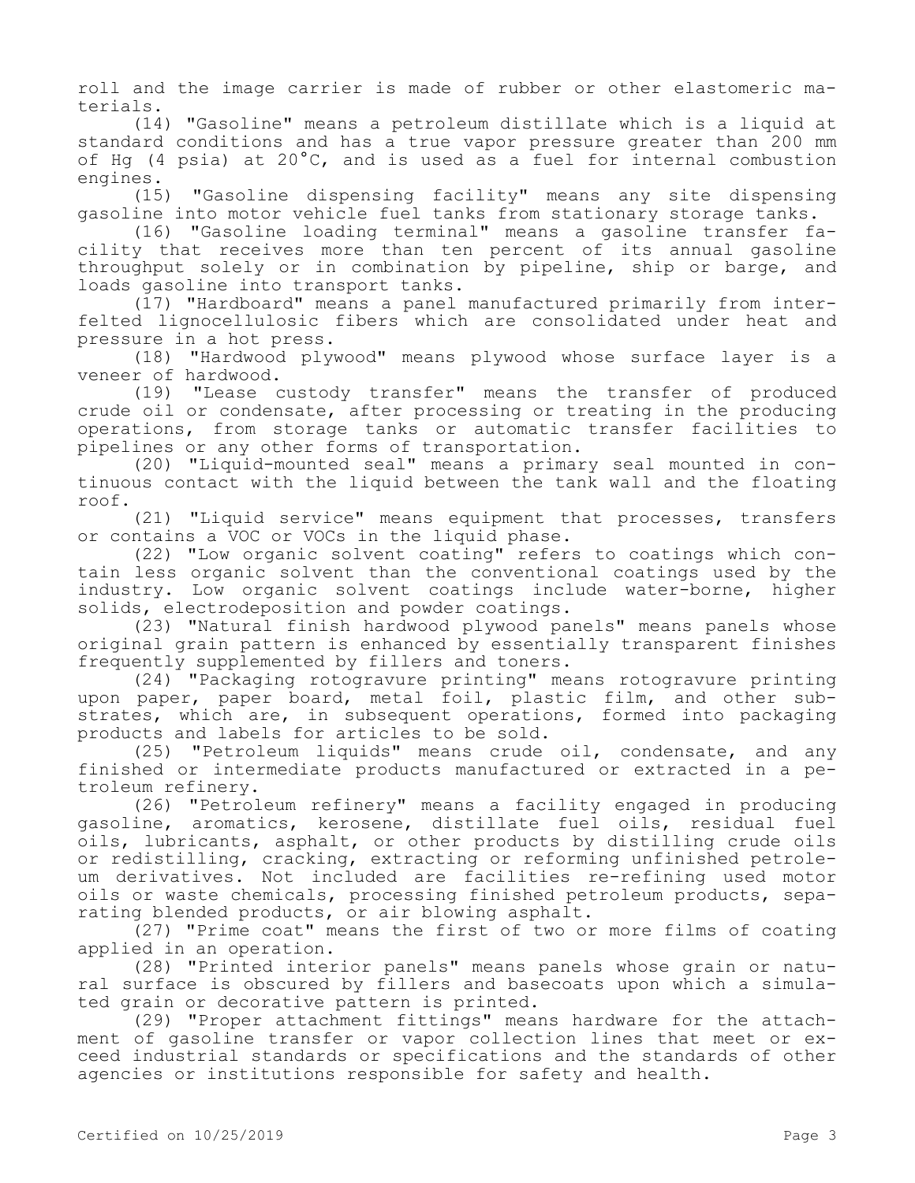roll and the image carrier is made of rubber or other elastomeric materials.

(14) "Gasoline" means a petroleum distillate which is a liquid at standard conditions and has a true vapor pressure greater than 200 mm of Hg (4 psia) at 20°C, and is used as a fuel for internal combustion engines.

(15) "Gasoline dispensing facility" means any site dispensing gasoline into motor vehicle fuel tanks from stationary storage tanks.

(16) "Gasoline loading terminal" means a gasoline transfer facility that receives more than ten percent of its annual gasoline throughput solely or in combination by pipeline, ship or barge, and loads gasoline into transport tanks.

(17) "Hardboard" means a panel manufactured primarily from interfelted lignocellulosic fibers which are consolidated under heat and pressure in a hot press.

(18) "Hardwood plywood" means plywood whose surface layer is a veneer of hardwood.

(19) "Lease custody transfer" means the transfer of produced crude oil or condensate, after processing or treating in the producing operations, from storage tanks or automatic transfer facilities to pipelines or any other forms of transportation.

(20) "Liquid-mounted seal" means a primary seal mounted in continuous contact with the liquid between the tank wall and the floating roof.

(21) "Liquid service" means equipment that processes, transfers or contains a VOC or VOCs in the liquid phase.

(22) "Low organic solvent coating" refers to coatings which contain less organic solvent than the conventional coatings used by the industry. Low organic solvent coatings include water-borne, higher solids, electrodeposition and powder coatings.

(23) "Natural finish hardwood plywood panels" means panels whose original grain pattern is enhanced by essentially transparent finishes frequently supplemented by fillers and toners.

(24) "Packaging rotogravure printing" means rotogravure printing upon paper, paper board, metal foil, plastic film, and other substrates, which are, in subsequent operations, formed into packaging products and labels for articles to be sold.

(25) "Petroleum liquids" means crude oil, condensate, and any finished or intermediate products manufactured or extracted in a petroleum refinery.

(26) "Petroleum refinery" means a facility engaged in producing gasoline, aromatics, kerosene, distillate fuel oils, residual fuel oils, lubricants, asphalt, or other products by distilling crude oils or redistilling, cracking, extracting or reforming unfinished petroleum derivatives. Not included are facilities re-refining used motor oils or waste chemicals, processing finished petroleum products, separating blended products, or air blowing asphalt.

(27) "Prime coat" means the first of two or more films of coating applied in an operation.

(28) "Printed interior panels" means panels whose grain or natural surface is obscured by fillers and basecoats upon which a simulated grain or decorative pattern is printed.

(29) "Proper attachment fittings" means hardware for the attachment of gasoline transfer or vapor collection lines that meet or exceed industrial standards or specifications and the standards of other agencies or institutions responsible for safety and health.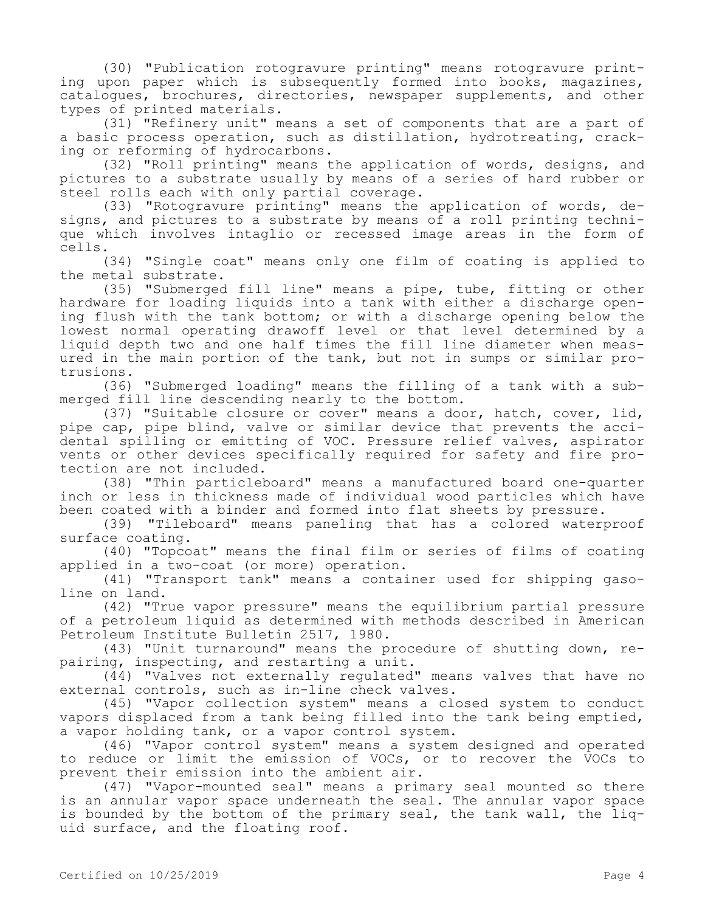(30) "Publication rotogravure printing" means rotogravure printing upon paper which is subsequently formed into books, magazines, catalogues, brochures, directories, newspaper supplements, and other types of printed materials.

(31) "Refinery unit" means a set of components that are a part of a basic process operation, such as distillation, hydrotreating, cracking or reforming of hydrocarbons.

(32) "Roll printing" means the application of words, designs, and pictures to a substrate usually by means of a series of hard rubber or steel rolls each with only partial coverage.

(33) "Rotogravure printing" means the application of words, designs, and pictures to a substrate by means of a roll printing technique which involves intaglio or recessed image areas in the form of cells.

(34) "Single coat" means only one film of coating is applied to the metal substrate.

(35) "Submerged fill line" means a pipe, tube, fitting or other hardware for loading liquids into a tank with either a discharge opening flush with the tank bottom; or with a discharge opening below the lowest normal operating drawoff level or that level determined by a liquid depth two and one half times the fill line diameter when measured in the main portion of the tank, but not in sumps or similar protrusions.

(36) "Submerged loading" means the filling of a tank with a submerged fill line descending nearly to the bottom.

(37) "Suitable closure or cover" means a door, hatch, cover, lid, pipe cap, pipe blind, valve or similar device that prevents the accidental spilling or emitting of VOC. Pressure relief valves, aspirator vents or other devices specifically required for safety and fire protection are not included.

(38) "Thin particleboard" means a manufactured board one-quarter inch or less in thickness made of individual wood particles which have been coated with a binder and formed into flat sheets by pressure.

(39) "Tileboard" means paneling that has a colored waterproof surface coating.

(40) "Topcoat" means the final film or series of films of coating applied in a two-coat (or more) operation.

(41) "Transport tank" means a container used for shipping gasoline on land.

(42) "True vapor pressure" means the equilibrium partial pressure of a petroleum liquid as determined with methods described in American Petroleum Institute Bulletin 2517, 1980.

(43) "Unit turnaround" means the procedure of shutting down, repairing, inspecting, and restarting a unit.

(44) "Valves not externally regulated" means valves that have no external controls, such as in-line check valves.

(45) "Vapor collection system" means a closed system to conduct vapors displaced from a tank being filled into the tank being emptied, a vapor holding tank, or a vapor control system.

(46) "Vapor control system" means a system designed and operated to reduce or limit the emission of VOCs, or to recover the VOCs to prevent their emission into the ambient air.

(47) "Vapor-mounted seal" means a primary seal mounted so there is an annular vapor space underneath the seal. The annular vapor space is bounded by the bottom of the primary seal, the tank wall, the liquid surface, and the floating roof.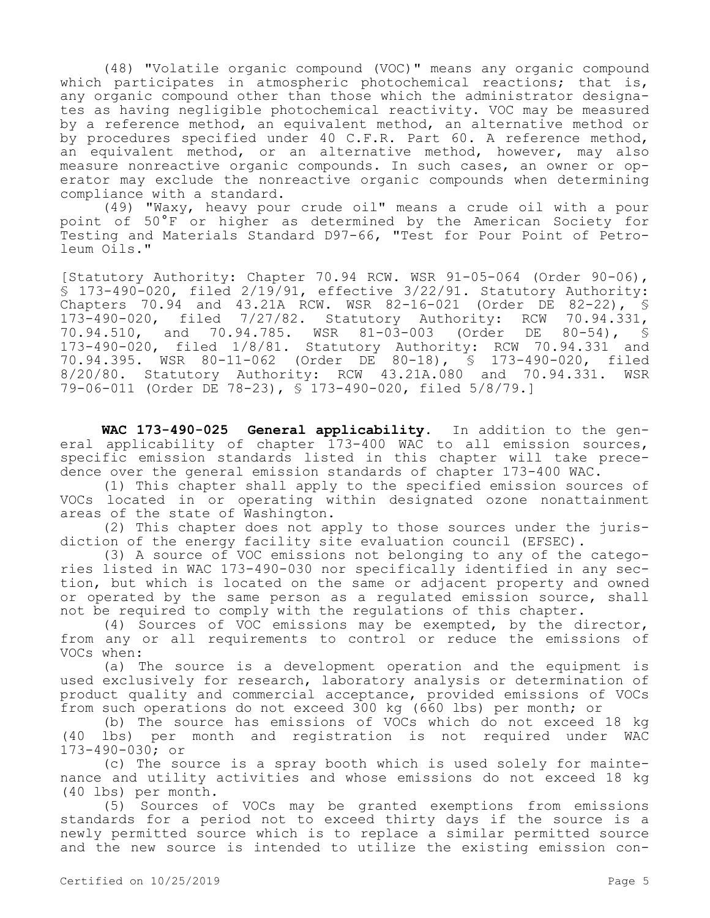(48) "Volatile organic compound (VOC)" means any organic compound which participates in atmospheric photochemical reactions; that is, any organic compound other than those which the administrator designates as having negligible photochemical reactivity. VOC may be measured by a reference method, an equivalent method, an alternative method or by procedures specified under 40 C.F.R. Part 60. A reference method, an equivalent method, or an alternative method, however, may also measure nonreactive organic compounds. In such cases, an owner or operator may exclude the nonreactive organic compounds when determining compliance with a standard.

(49) "Waxy, heavy pour crude oil" means a crude oil with a pour point of 50°F or higher as determined by the American Society for Testing and Materials Standard D97-66, "Test for Pour Point of Petroleum Oils."

[Statutory Authority: Chapter 70.94 RCW. WSR 91-05-064 (Order 90-06), § 173-490-020, filed 2/19/91, effective 3/22/91. Statutory Authority: Chapters 70.94 and 43.21A RCW. WSR 82-16-021 (Order DE 82-22), § 173-490-020, filed 7/27/82. Statutory Authority: RCW 70.94.331, 70.94.510, and 70.94.785. WSR 81-03-003 (Order DE 80-54), § 173-490-020, filed 1/8/81. Statutory Authority: RCW 70.94.331 and 70.94.395. WSR 80-11-062 (Order DE 80-18), § 173-490-020, filed 8/20/80. Statutory Authority: RCW 43.21A.080 and 70.94.331. WSR 79-06-011 (Order DE 78-23), § 173-490-020, filed 5/8/79.]

**WAC 173-490-025 General applicability.** In addition to the general applicability of chapter 173-400 WAC to all emission sources, specific emission standards listed in this chapter will take precedence over the general emission standards of chapter 173-400 WAC.

(1) This chapter shall apply to the specified emission sources of VOCs located in or operating within designated ozone nonattainment areas of the state of Washington.

(2) This chapter does not apply to those sources under the jurisdiction of the energy facility site evaluation council (EFSEC).

(3) A source of VOC emissions not belonging to any of the categories listed in WAC 173-490-030 nor specifically identified in any section, but which is located on the same or adjacent property and owned or operated by the same person as a regulated emission source, shall not be required to comply with the regulations of this chapter.

(4) Sources of VOC emissions may be exempted, by the director, from any or all requirements to control or reduce the emissions of VOCs when:

(a) The source is a development operation and the equipment is used exclusively for research, laboratory analysis or determination of product quality and commercial acceptance, provided emissions of VOCs from such operations do not exceed 300 kg (660 lbs) per month; or

(b) The source has emissions of VOCs which do not exceed 18 kg (40 lbs) per month and registration is not required under WAC 173-490-030; or

(c) The source is a spray booth which is used solely for maintenance and utility activities and whose emissions do not exceed 18 kg (40 lbs) per month.

(5) Sources of VOCs may be granted exemptions from emissions standards for a period not to exceed thirty days if the source is a newly permitted source which is to replace a similar permitted source and the new source is intended to utilize the existing emission con-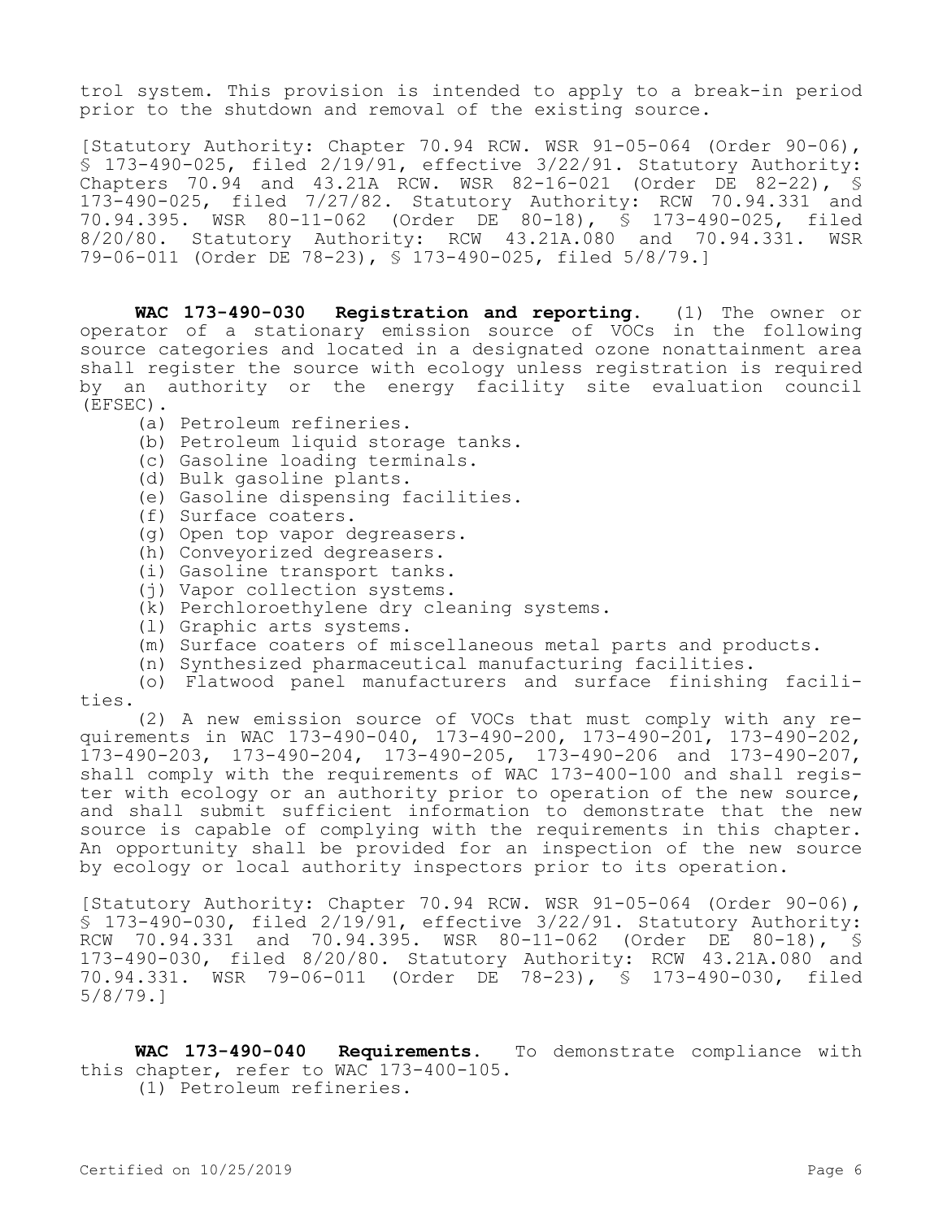trol system. This provision is intended to apply to a break-in period prior to the shutdown and removal of the existing source.

[Statutory Authority: Chapter 70.94 RCW. WSR 91-05-064 (Order 90-06), § 173-490-025, filed 2/19/91, effective 3/22/91. Statutory Authority: Chapters 70.94 and 43.21A RCW. WSR 82-16-021 (Order DE 82-22), § 173-490-025, filed 7/27/82. Statutory Authority: RCW 70.94.331 and 70.94.395. WSR 80-11-062 (Order DE 80-18), § 173-490-025, filed 8/20/80. Statutory Authority: RCW 43.21A.080 and 70.94.331. WSR 79-06-011 (Order DE 78-23), § 173-490-025, filed 5/8/79.]

**WAC 173-490-030 Registration and reporting.** (1) The owner or operator of a stationary emission source of VOCs in the following source categories and located in a designated ozone nonattainment area shall register the source with ecology unless registration is required by an authority or the energy facility site evaluation council (EFSEC).

(a) Petroleum refineries.

(b) Petroleum liquid storage tanks.

(c) Gasoline loading terminals.

(d) Bulk gasoline plants.

(e) Gasoline dispensing facilities.

(f) Surface coaters.

(g) Open top vapor degreasers.

(h) Conveyorized degreasers.

(i) Gasoline transport tanks.

(j) Vapor collection systems.

(k) Perchloroethylene dry cleaning systems.

(l) Graphic arts systems.

(m) Surface coaters of miscellaneous metal parts and products.

(n) Synthesized pharmaceutical manufacturing facilities.

(o) Flatwood panel manufacturers and surface finishing facilities.

(2) A new emission source of VOCs that must comply with any requirements in WAC 173-490-040, 173-490-200, 173-490-201, 173-490-202, 173-490-203, 173-490-204, 173-490-205, 173-490-206 and 173-490-207, shall comply with the requirements of WAC 173-400-100 and shall register with ecology or an authority prior to operation of the new source, and shall submit sufficient information to demonstrate that the new source is capable of complying with the requirements in this chapter. An opportunity shall be provided for an inspection of the new source by ecology or local authority inspectors prior to its operation.

[Statutory Authority: Chapter 70.94 RCW. WSR 91-05-064 (Order 90-06), § 173-490-030, filed 2/19/91, effective 3/22/91. Statutory Authority: RCW 70.94.331 and 70.94.395. WSR 80-11-062 (Order DE 80-18), § 173-490-030, filed 8/20/80. Statutory Authority: RCW 43.21A.080 and 70.94.331. WSR 79-06-011 (Order DE 78-23), § 173-490-030, filed 5/8/79.]

**WAC 173-490-040 Requirements.** To demonstrate compliance with this chapter, refer to WAC 173-400-105.

(1) Petroleum refineries.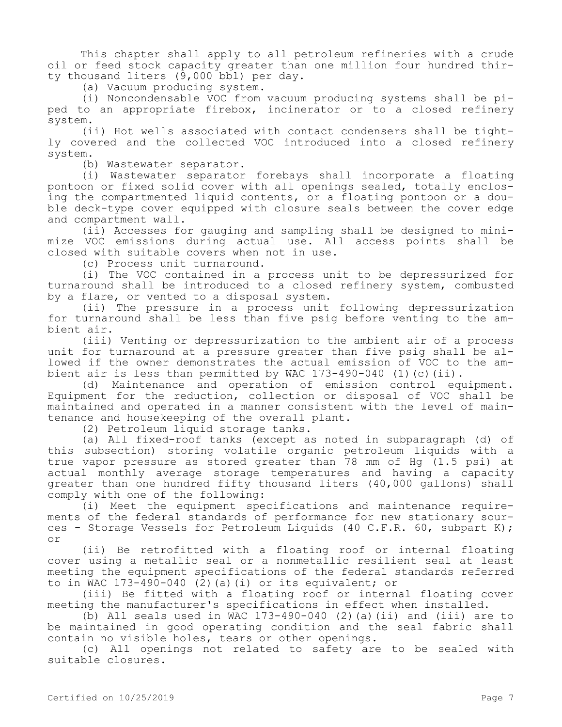This chapter shall apply to all petroleum refineries with a crude oil or feed stock capacity greater than one million four hundred thirty thousand liters (9,000 bbl) per day.

(a) Vacuum producing system.

(i) Noncondensable VOC from vacuum producing systems shall be piped to an appropriate firebox, incinerator or to a closed refinery system.

(ii) Hot wells associated with contact condensers shall be tightly covered and the collected VOC introduced into a closed refinery system.

(b) Wastewater separator.

(i) Wastewater separator forebays shall incorporate a floating pontoon or fixed solid cover with all openings sealed, totally enclosing the compartmented liquid contents, or a floating pontoon or a double deck-type cover equipped with closure seals between the cover edge and compartment wall.

(ii) Accesses for gauging and sampling shall be designed to minimize VOC emissions during actual use. All access points shall be closed with suitable covers when not in use.

(c) Process unit turnaround.

(i) The VOC contained in a process unit to be depressurized for turnaround shall be introduced to a closed refinery system, combusted by a flare, or vented to a disposal system.

(ii) The pressure in a process unit following depressurization for turnaround shall be less than five psig before venting to the ambient air.

(iii) Venting or depressurization to the ambient air of a process unit for turnaround at a pressure greater than five psig shall be allowed if the owner demonstrates the actual emission of VOC to the ambient air is less than permitted by WAC 173-490-040 (1)(c)(ii).

(d) Maintenance and operation of emission control equipment. Equipment for the reduction, collection or disposal of VOC shall be maintained and operated in a manner consistent with the level of maintenance and housekeeping of the overall plant.

(2) Petroleum liquid storage tanks.

(a) All fixed-roof tanks (except as noted in subparagraph (d) of this subsection) storing volatile organic petroleum liquids with a true vapor pressure as stored greater than 78 mm of Hg (1.5 psi) at actual monthly average storage temperatures and having a capacity greater than one hundred fifty thousand liters (40,000 gallons) shall comply with one of the following:

(i) Meet the equipment specifications and maintenance requirements of the federal standards of performance for new stationary sources - Storage Vessels for Petroleum Liquids (40 C.F.R. 60, subpart K); or

(ii) Be retrofitted with a floating roof or internal floating cover using a metallic seal or a nonmetallic resilient seal at least meeting the equipment specifications of the federal standards referred to in WAC 173-490-040 (2)(a)(i) or its equivalent; or

(iii) Be fitted with a floating roof or internal floating cover meeting the manufacturer's specifications in effect when installed.

(b) All seals used in WAC 173-490-040 (2)(a)(ii) and (iii) are to be maintained in good operating condition and the seal fabric shall contain no visible holes, tears or other openings.

(c) All openings not related to safety are to be sealed with suitable closures.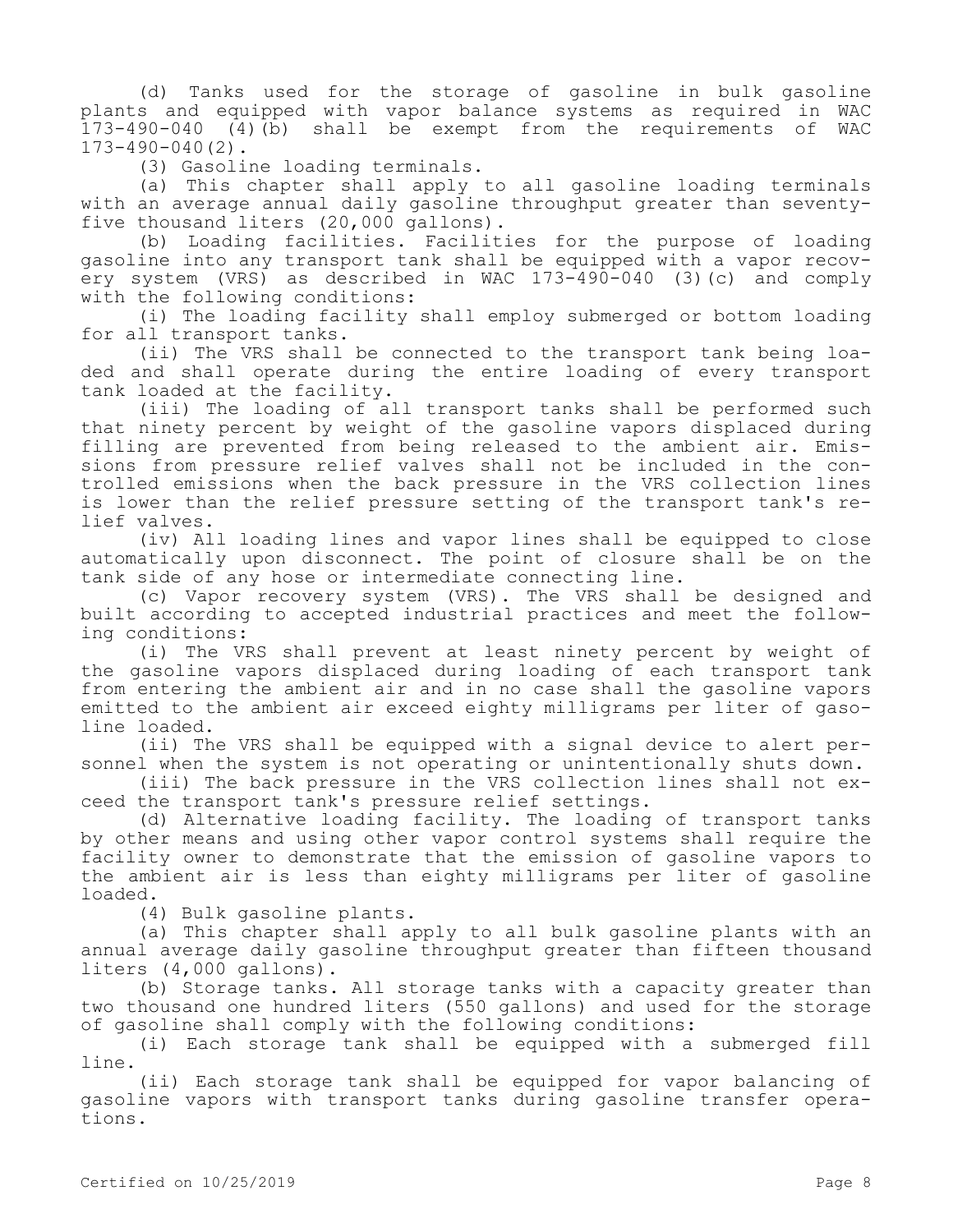(d) Tanks used for the storage of gasoline in bulk gasoline plants and equipped with vapor balance systems as required in WAC 173-490-040 (4)(b) shall be exempt from the requirements of WAC 173-490-040(2).

(3) Gasoline loading terminals.

(a) This chapter shall apply to all gasoline loading terminals with an average annual daily gasoline throughput greater than seventy-five thousand liters (20,000 gallons).

(b) Loading facilities. Facilities for the purpose of loading gasoline into any transport tank shall be equipped with a vapor recovery system (VRS) as described in WAC 173-490-040 (3)(c) and comply with the following conditions:

(i) The loading facility shall employ submerged or bottom loading for all transport tanks.

(ii) The VRS shall be connected to the transport tank being loaded and shall operate during the entire loading of every transport tank loaded at the facility.

(iii) The loading of all transport tanks shall be performed such that ninety percent by weight of the gasoline vapors displaced during filling are prevented from being released to the ambient air. Emissions from pressure relief valves shall not be included in the controlled emissions when the back pressure in the VRS collection lines is lower than the relief pressure setting of the transport tank's relief valves.

(iv) All loading lines and vapor lines shall be equipped to close automatically upon disconnect. The point of closure shall be on the tank side of any hose or intermediate connecting line.

(c) Vapor recovery system (VRS). The VRS shall be designed and built according to accepted industrial practices and meet the following conditions:

(i) The VRS shall prevent at least ninety percent by weight of the gasoline vapors displaced during loading of each transport tank from entering the ambient air and in no case shall the gasoline vapors emitted to the ambient air exceed eighty milligrams per liter of gasoline loaded.

(ii) The VRS shall be equipped with a signal device to alert personnel when the system is not operating or unintentionally shuts down.

(iii) The back pressure in the VRS collection lines shall not exceed the transport tank's pressure relief settings.

(d) Alternative loading facility. The loading of transport tanks by other means and using other vapor control systems shall require the facility owner to demonstrate that the emission of gasoline vapors to the ambient air is less than eighty milligrams per liter of gasoline loaded.

(4) Bulk gasoline plants.

(a) This chapter shall apply to all bulk gasoline plants with an annual average daily gasoline throughput greater than fifteen thousand liters (4,000 gallons).

(b) Storage tanks. All storage tanks with a capacity greater than two thousand one hundred liters (550 gallons) and used for the storage of gasoline shall comply with the following conditions:

(i) Each storage tank shall be equipped with a submerged fill line.

(ii) Each storage tank shall be equipped for vapor balancing of gasoline vapors with transport tanks during gasoline transfer operations.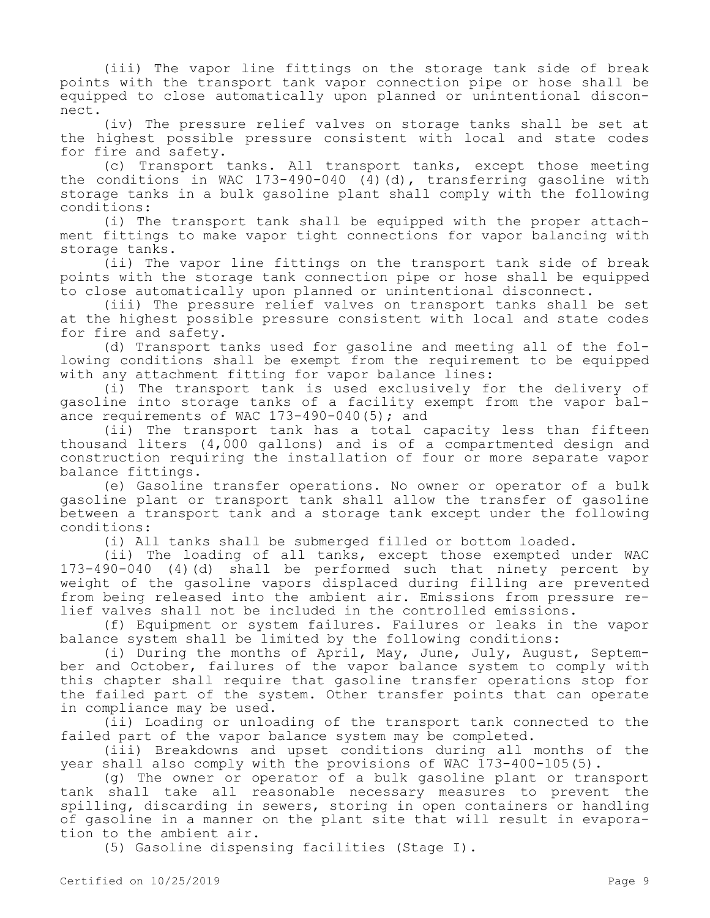(iii) The vapor line fittings on the storage tank side of break points with the transport tank vapor connection pipe or hose shall be equipped to close automatically upon planned or unintentional disconnect.

(iv) The pressure relief valves on storage tanks shall be set at the highest possible pressure consistent with local and state codes for fire and safety.

(c) Transport tanks. All transport tanks, except those meeting the conditions in WAC 173-490-040 (4)(d), transferring gasoline with storage tanks in a bulk gasoline plant shall comply with the following conditions:

(i) The transport tank shall be equipped with the proper attachment fittings to make vapor tight connections for vapor balancing with storage tanks.

(ii) The vapor line fittings on the transport tank side of break points with the storage tank connection pipe or hose shall be equipped to close automatically upon planned or unintentional disconnect.

(iii) The pressure relief valves on transport tanks shall be set at the highest possible pressure consistent with local and state codes for fire and safety.

(d) Transport tanks used for gasoline and meeting all of the following conditions shall be exempt from the requirement to be equipped with any attachment fitting for vapor balance lines:

(i) The transport tank is used exclusively for the delivery of gasoline into storage tanks of a facility exempt from the vapor balance requirements of WAC 173-490-040(5); and

(ii) The transport tank has a total capacity less than fifteen thousand liters (4,000 gallons) and is of a compartmented design and construction requiring the installation of four or more separate vapor balance fittings.

(e) Gasoline transfer operations. No owner or operator of a bulk gasoline plant or transport tank shall allow the transfer of gasoline between a transport tank and a storage tank except under the following conditions:

(i) All tanks shall be submerged filled or bottom loaded.

(ii) The loading of all tanks, except those exempted under WAC 173-490-040 (4)(d) shall be performed such that ninety percent by weight of the gasoline vapors displaced during filling are prevented from being released into the ambient air. Emissions from pressure relief valves shall not be included in the controlled emissions.

(f) Equipment or system failures. Failures or leaks in the vapor balance system shall be limited by the following conditions:

(i) During the months of April, May, June, July, August, September and October, failures of the vapor balance system to comply with this chapter shall require that gasoline transfer operations stop for the failed part of the system. Other transfer points that can operate in compliance may be used.

(ii) Loading or unloading of the transport tank connected to the failed part of the vapor balance system may be completed.

(iii) Breakdowns and upset conditions during all months of the year shall also comply with the provisions of WAC 173-400-105(5).

(g) The owner or operator of a bulk gasoline plant or transport tank shall take all reasonable necessary measures to prevent the spilling, discarding in sewers, storing in open containers or handling of gasoline in a manner on the plant site that will result in evaporation to the ambient air.

(5) Gasoline dispensing facilities (Stage I).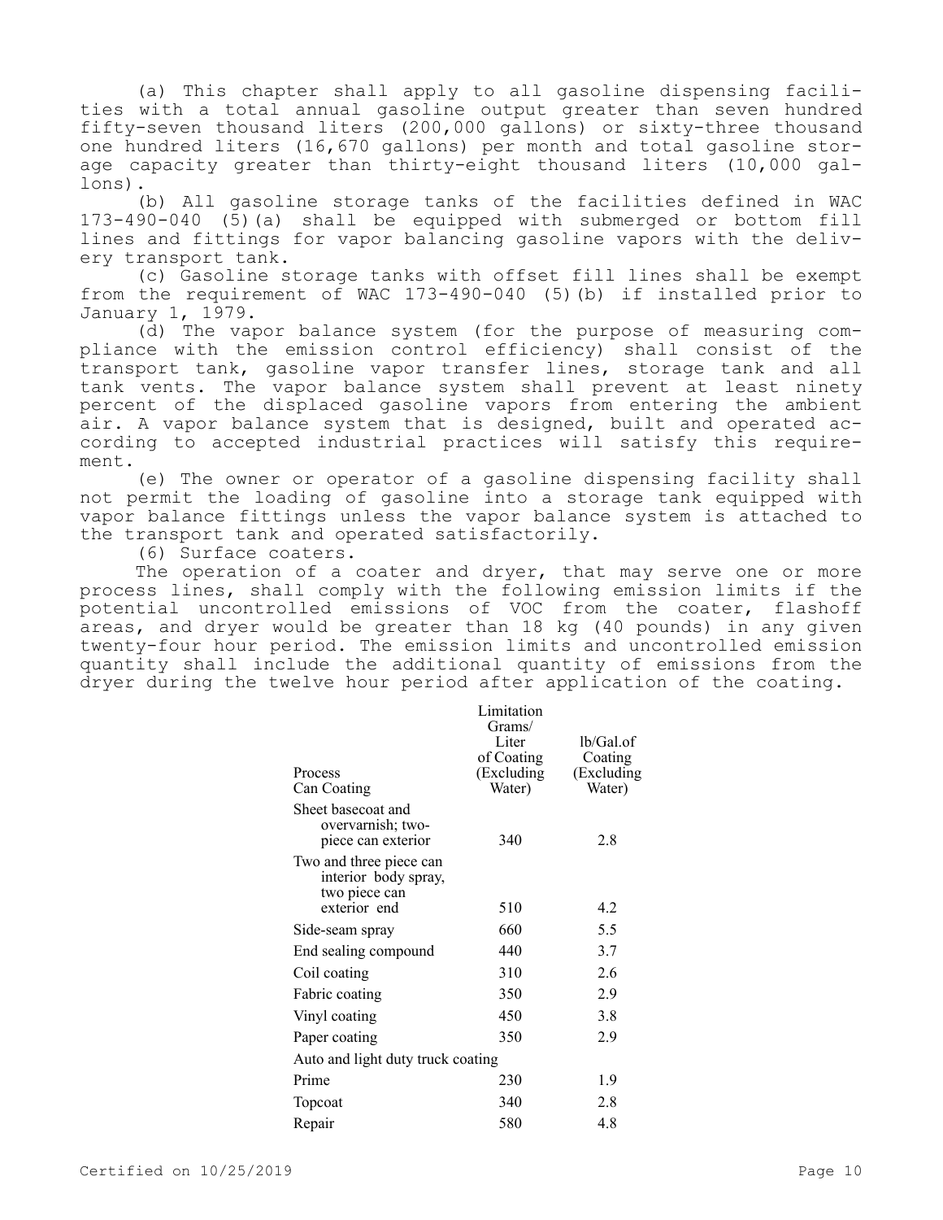(a) This chapter shall apply to all gasoline dispensing facilities with a total annual gasoline output greater than seven hundred fifty-seven thousand liters (200,000 gallons) or sixty-three thousand one hundred liters (16,670 gallons) per month and total gasoline storage capacity greater than thirty-eight thousand liters (10,000 gallons).

(b) All gasoline storage tanks of the facilities defined in WAC 173-490-040 (5)(a) shall be equipped with submerged or bottom fill lines and fittings for vapor balancing gasoline vapors with the delivery transport tank.

(c) Gasoline storage tanks with offset fill lines shall be exempt from the requirement of WAC 173-490-040 (5)(b) if installed prior to January 1, 1979.

(d) The vapor balance system (for the purpose of measuring compliance with the emission control efficiency) shall consist of the transport tank, gasoline vapor transfer lines, storage tank and all tank vents. The vapor balance system shall prevent at least ninety percent of the displaced gasoline vapors from entering the ambient air. A vapor balance system that is designed, built and operated according to accepted industrial practices will satisfy this requirement.

(e) The owner or operator of a gasoline dispensing facility shall not permit the loading of gasoline into a storage tank equipped with vapor balance fittings unless the vapor balance system is attached to the transport tank and operated satisfactorily.

(6) Surface coaters.

The operation of a coater and dryer, that may serve one or more process lines, shall comply with the following emission limits if the potential uncontrolled emissions of VOC from the coater, flashoff areas, and dryer would be greater than 18 kg (40 pounds) in any given twenty-four hour period. The emission limits and uncontrolled emission quantity shall include the additional quantity of emissions from the dryer during the twelve hour period after application of the coating.

| Process Can Coating | Limitation Grams/ Liter of Coating (Excluding Water) | lb/Gal.of Coating (Excluding Water) |
|---|---|---|
| Sheet basecoat and overvarnish; two-piece can exterior | 340 | 2.8 |
| Two and three piece can interior body spray, two piece can exterior end | 510 | 4.2 |
| Side-seam spray | 660 | 5.5 |
| End sealing compound | 440 | 3.7 |
| Coil coating | 310 | 2.6 |
| Fabric coating | 350 | 2.9 |
| Vinyl coating | 450 | 3.8 |
| Paper coating | 350 | 2.9 |
| Auto and light duty truck coating | | |
| Prime | 230 | 1.9 |
| Topcoat | 340 | 2.8 |
| Repair | 580 | 4.8 |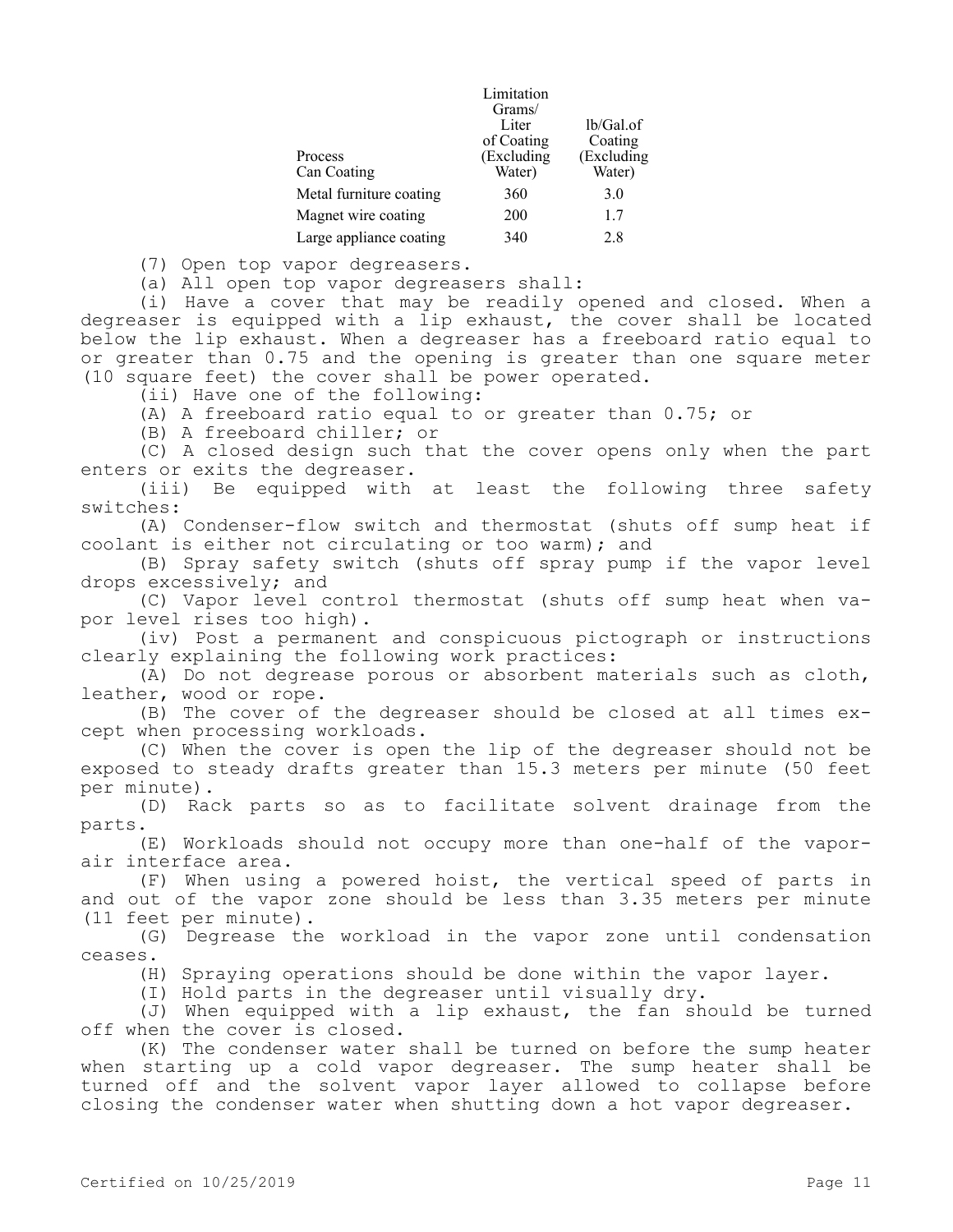| Process Can Coating | Limitation Grams/ Liter of Coating (Excluding Water) | lb/Gal.of Coating (Excluding Water) |
|---|---|---|
| Metal furniture coating | 360 | 3.0 |
| Magnet wire coating | 200 | 1.7 |
| Large appliance coating | 340 | 2.8 |

(7) Open top vapor degreasers.

(a) All open top vapor degreasers shall:

(i) Have a cover that may be readily opened and closed. When a degreaser is equipped with a lip exhaust, the cover shall be located below the lip exhaust. When a degreaser has a freeboard ratio equal to or greater than 0.75 and the opening is greater than one square meter (10 square feet) the cover shall be power operated.

(ii) Have one of the following:

(A) A freeboard ratio equal to or greater than 0.75; or

(B) A freeboard chiller; or

(C) A closed design such that the cover opens only when the part enters or exits the degreaser.

(iii) Be equipped with at least the following three safety switches:

(A) Condenser-flow switch and thermostat (shuts off sump heat if coolant is either not circulating or too warm); and

(B) Spray safety switch (shuts off spray pump if the vapor level drops excessively; and

(C) Vapor level control thermostat (shuts off sump heat when vapor level rises too high).

(iv) Post a permanent and conspicuous pictograph or instructions clearly explaining the following work practices:

(A) Do not degrease porous or absorbent materials such as cloth, leather, wood or rope.

(B) The cover of the degreaser should be closed at all times except when processing workloads.

(C) When the cover is open the lip of the degreaser should not be exposed to steady drafts greater than 15.3 meters per minute (50 feet per minute).

(D) Rack parts so as to facilitate solvent drainage from the parts.

(E) Workloads should not occupy more than one-half of the vapor-air interface area.

(F) When using a powered hoist, the vertical speed of parts in and out of the vapor zone should be less than 3.35 meters per minute (11 feet per minute).

(G) Degrease the workload in the vapor zone until condensation ceases.

(H) Spraying operations should be done within the vapor layer.

(I) Hold parts in the degreaser until visually dry.

(J) When equipped with a lip exhaust, the fan should be turned off when the cover is closed.

(K) The condenser water shall be turned on before the sump heater when starting up a cold vapor degreaser. The sump heater shall be turned off and the solvent vapor layer allowed to collapse before closing the condenser water when shutting down a hot vapor degreaser.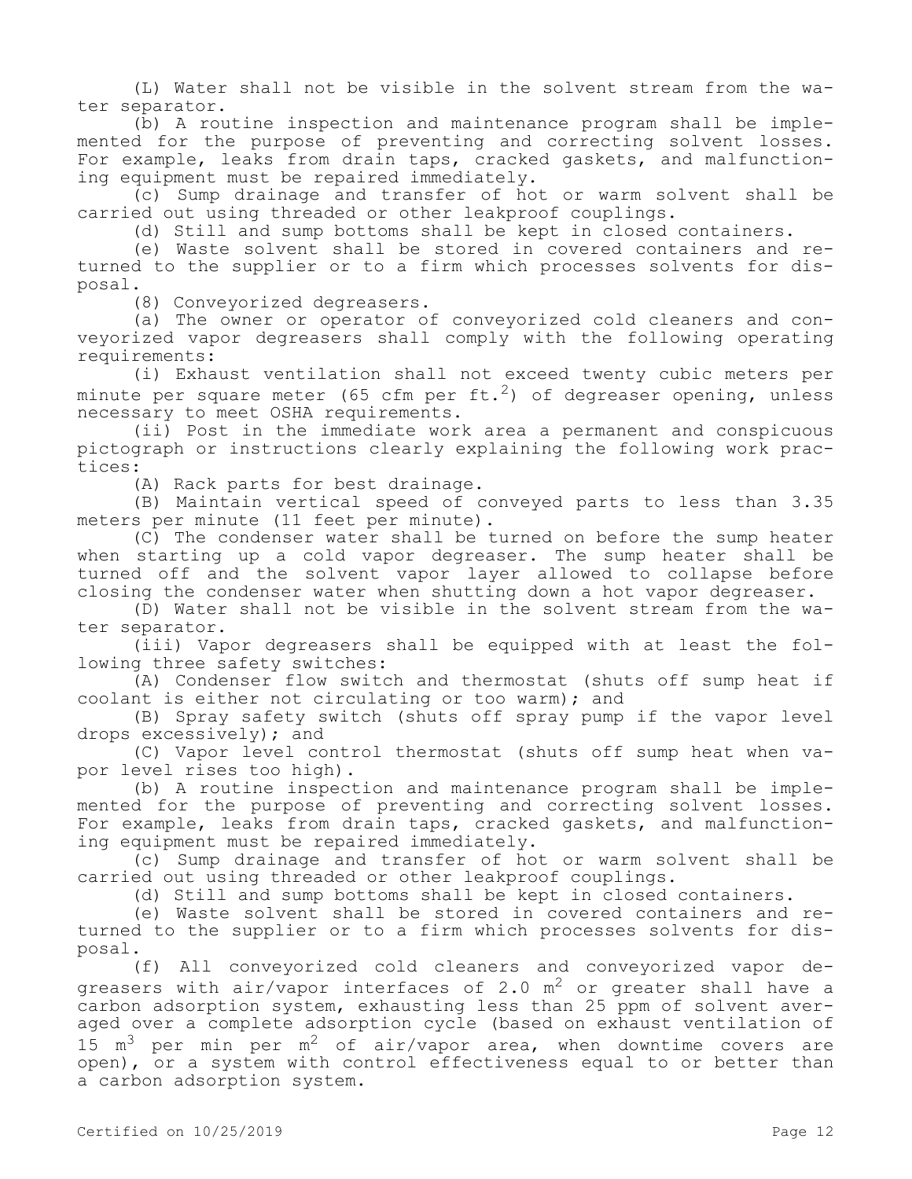(L) Water shall not be visible in the solvent stream from the water separator.

(b) A routine inspection and maintenance program shall be implemented for the purpose of preventing and correcting solvent losses. For example, leaks from drain taps, cracked gaskets, and malfunctioning equipment must be repaired immediately.

(c) Sump drainage and transfer of hot or warm solvent shall be carried out using threaded or other leakproof couplings.

(d) Still and sump bottoms shall be kept in closed containers.

(e) Waste solvent shall be stored in covered containers and returned to the supplier or to a firm which processes solvents for disposal.

(8) Conveyorized degreasers.

(a) The owner or operator of conveyorized cold cleaners and conveyorized vapor degreasers shall comply with the following operating requirements:

(i) Exhaust ventilation shall not exceed twenty cubic meters per minute per square meter (65 cfm per $ft.^2$) of degreaser opening, unless necessary to meet OSHA requirements.

(ii) Post in the immediate work area a permanent and conspicuous pictograph or instructions clearly explaining the following work practices:

(A) Rack parts for best drainage.

(B) Maintain vertical speed of conveyed parts to less than 3.35 meters per minute (11 feet per minute).

(C) The condenser water shall be turned on before the sump heater when starting up a cold vapor degreaser. The sump heater shall be turned off and the solvent vapor layer allowed to collapse before closing the condenser water when shutting down a hot vapor degreaser.

(D) Water shall not be visible in the solvent stream from the water separator.

(iii) Vapor degreasers shall be equipped with at least the following three safety switches:

(A) Condenser flow switch and thermostat (shuts off sump heat if coolant is either not circulating or too warm); and

(B) Spray safety switch (shuts off spray pump if the vapor level drops excessively); and

(C) Vapor level control thermostat (shuts off sump heat when vapor level rises too high).

(b) A routine inspection and maintenance program shall be implemented for the purpose of preventing and correcting solvent losses. For example, leaks from drain taps, cracked gaskets, and malfunctioning equipment must be repaired immediately.

(c) Sump drainage and transfer of hot or warm solvent shall be carried out using threaded or other leakproof couplings.

(d) Still and sump bottoms shall be kept in closed containers.

(e) Waste solvent shall be stored in covered containers and returned to the supplier or to a firm which processes solvents for disposal.

(f) All conveyorized cold cleaners and conveyorized vapor degreasers with air/vapor interfaces of 2.0 $m^2$ or greater shall have a carbon adsorption system, exhausting less than 25 ppm of solvent averaged over a complete adsorption cycle (based on exhaust ventilation of 15 $m^3$ per min per $m^2$ of air/vapor area, when downtime covers are open), or a system with control effectiveness equal to or better than a carbon adsorption system.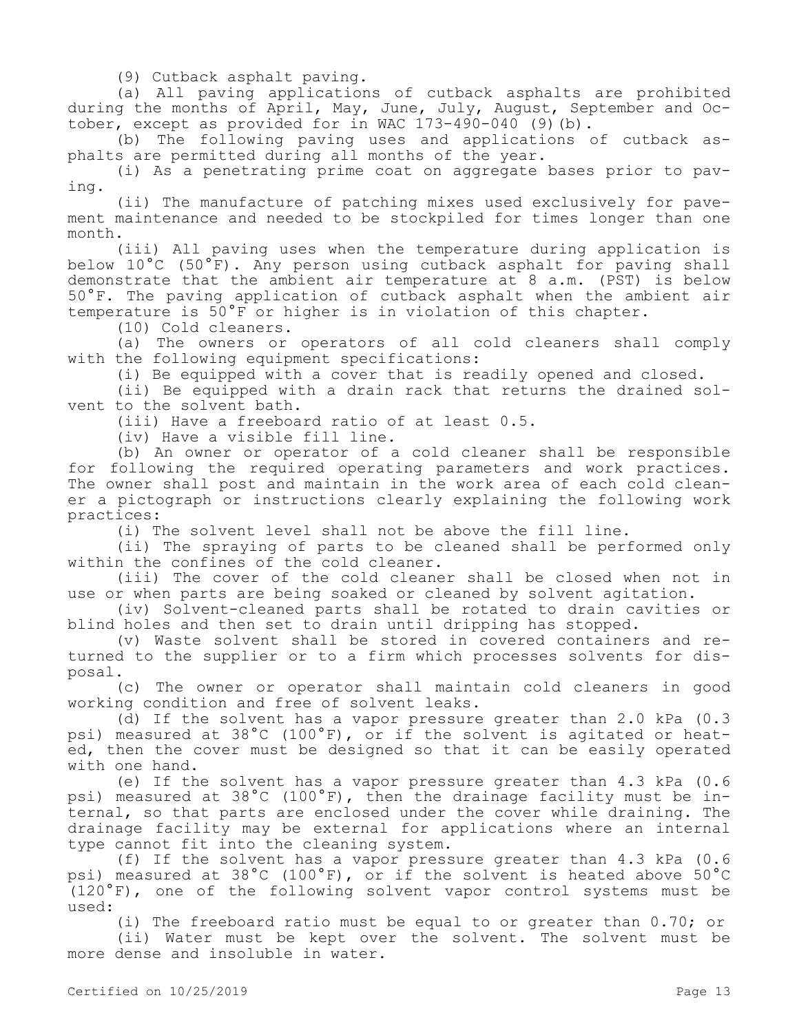(9) Cutback asphalt paving.

(a) All paving applications of cutback asphalts are prohibited during the months of April, May, June, July, August, September and October, except as provided for in WAC 173-490-040 (9)(b).

(b) The following paving uses and applications of cutback asphalts are permitted during all months of the year.

(i) As a penetrating prime coat on aggregate bases prior to paving.

(ii) The manufacture of patching mixes used exclusively for pavement maintenance and needed to be stockpiled for times longer than one month.

(iii) All paving uses when the temperature during application is below 10°C (50°F). Any person using cutback asphalt for paving shall demonstrate that the ambient air temperature at 8 a.m. (PST) is below 50°F. The paving application of cutback asphalt when the ambient air temperature is 50°F or higher is in violation of this chapter.

(10) Cold cleaners.

(a) The owners or operators of all cold cleaners shall comply with the following equipment specifications:

(i) Be equipped with a cover that is readily opened and closed.

(ii) Be equipped with a drain rack that returns the drained solvent to the solvent bath.

(iii) Have a freeboard ratio of at least 0.5.

(iv) Have a visible fill line.

(b) An owner or operator of a cold cleaner shall be responsible for following the required operating parameters and work practices. The owner shall post and maintain in the work area of each cold cleaner a pictograph or instructions clearly explaining the following work practices:

(i) The solvent level shall not be above the fill line.

(ii) The spraying of parts to be cleaned shall be performed only within the confines of the cold cleaner.

(iii) The cover of the cold cleaner shall be closed when not in use or when parts are being soaked or cleaned by solvent agitation.

(iv) Solvent-cleaned parts shall be rotated to drain cavities or blind holes and then set to drain until dripping has stopped.

(v) Waste solvent shall be stored in covered containers and returned to the supplier or to a firm which processes solvents for disposal.

(c) The owner or operator shall maintain cold cleaners in good working condition and free of solvent leaks.

(d) If the solvent has a vapor pressure greater than 2.0 kPa (0.3 psi) measured at 38°C (100°F), or if the solvent is agitated or heated, then the cover must be designed so that it can be easily operated with one hand.

(e) If the solvent has a vapor pressure greater than 4.3 kPa (0.6 psi) measured at 38°C (100°F), then the drainage facility must be internal, so that parts are enclosed under the cover while draining. The drainage facility may be external for applications where an internal type cannot fit into the cleaning system.

(f) If the solvent has a vapor pressure greater than 4.3 kPa (0.6 psi) measured at 38°C (100°F), or if the solvent is heated above 50°C (120°F), one of the following solvent vapor control systems must be used:

(i) The freeboard ratio must be equal to or greater than 0.70; or

(ii) Water must be kept over the solvent. The solvent must be more dense and insoluble in water.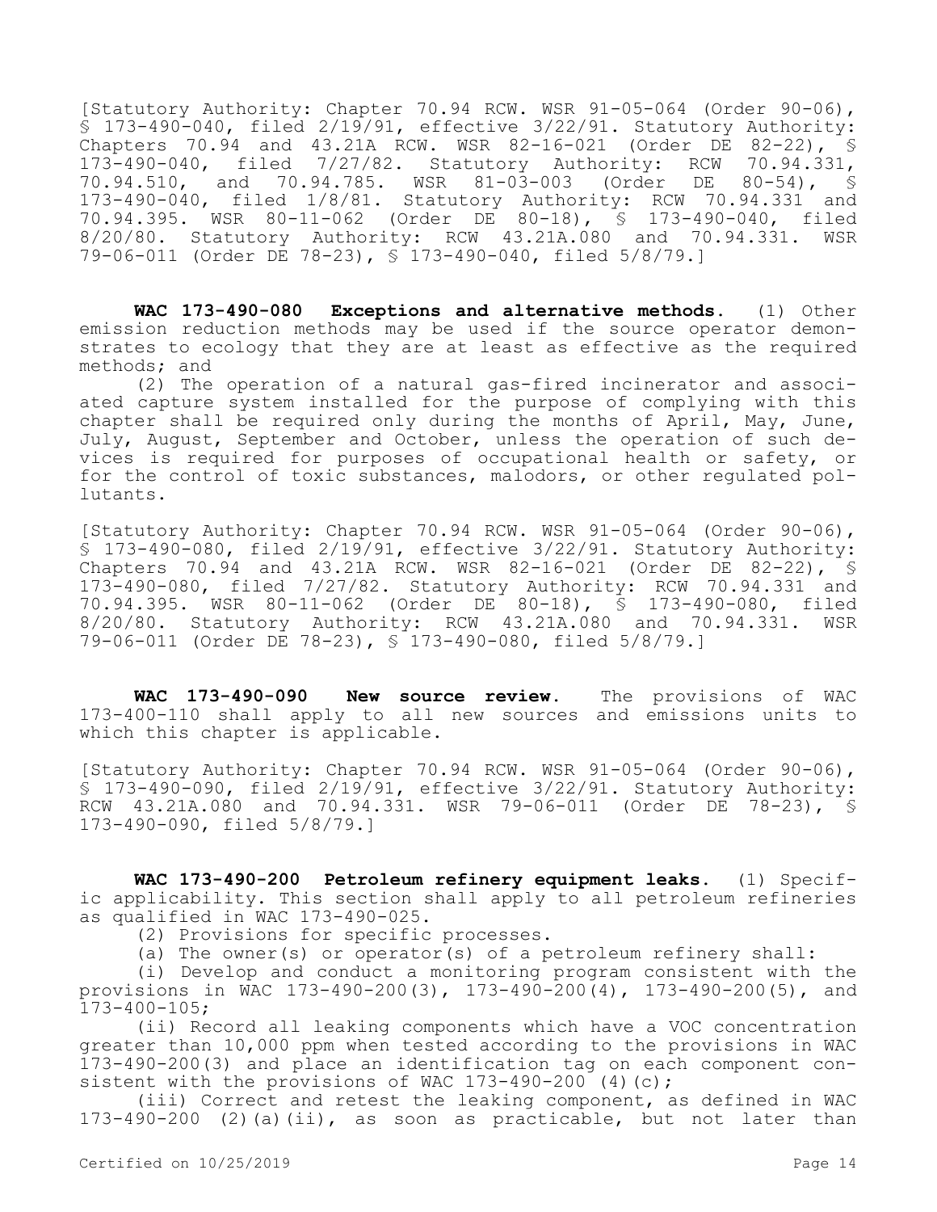[Statutory Authority: Chapter 70.94 RCW. WSR 91-05-064 (Order 90-06), § 173-490-040, filed 2/19/91, effective 3/22/91. Statutory Authority: Chapters 70.94 and 43.21A RCW. WSR 82-16-021 (Order DE 82-22), § 173-490-040, filed 7/27/82. Statutory Authority: RCW 70.94.331, 70.94.510, and 70.94.785. WSR 81-03-003 (Order DE 80-54), § 173-490-040, filed 1/8/81. Statutory Authority: RCW 70.94.331 and 70.94.395. WSR 80-11-062 (Order DE 80-18), § 173-490-040, filed 8/20/80. Statutory Authority: RCW 43.21A.080 and 70.94.331. WSR 79-06-011 (Order DE 78-23), § 173-490-040, filed 5/8/79.]

**WAC 173-490-080 Exceptions and alternative methods.** (1) Other emission reduction methods may be used if the source operator demonstrates to ecology that they are at least as effective as the required methods; and

(2) The operation of a natural gas-fired incinerator and associated capture system installed for the purpose of complying with this chapter shall be required only during the months of April, May, June, July, August, September and October, unless the operation of such devices is required for purposes of occupational health or safety, or for the control of toxic substances, malodors, or other regulated pollutants.

[Statutory Authority: Chapter 70.94 RCW. WSR 91-05-064 (Order 90-06), § 173-490-080, filed 2/19/91, effective 3/22/91. Statutory Authority: Chapters 70.94 and 43.21A RCW. WSR 82-16-021 (Order DE 82-22), § 173-490-080, filed 7/27/82. Statutory Authority: RCW 70.94.331 and 70.94.395. WSR 80-11-062 (Order DE 80-18), § 173-490-080, filed 8/20/80. Statutory Authority: RCW 43.21A.080 and 70.94.331. WSR 79-06-011 (Order DE 78-23), § 173-490-080, filed 5/8/79.]

**WAC 173-490-090 New source review.** The provisions of WAC 173-400-110 shall apply to all new sources and emissions units to which this chapter is applicable.

[Statutory Authority: Chapter 70.94 RCW. WSR 91-05-064 (Order 90-06), § 173-490-090, filed 2/19/91, effective 3/22/91. Statutory Authority: RCW 43.21A.080 and 70.94.331. WSR 79-06-011 (Order DE 78-23), § 173-490-090, filed 5/8/79.]

**WAC 173-490-200 Petroleum refinery equipment leaks.** (1) Specific applicability. This section shall apply to all petroleum refineries as qualified in WAC 173-490-025.

(2) Provisions for specific processes.

(a) The owner(s) or operator(s) of a petroleum refinery shall:

(i) Develop and conduct a monitoring program consistent with the provisions in WAC 173-490-200(3), 173-490-200(4), 173-490-200(5), and 173-400-105;

(ii) Record all leaking components which have a VOC concentration greater than 10,000 ppm when tested according to the provisions in WAC 173-490-200(3) and place an identification tag on each component consistent with the provisions of WAC 173-490-200 (4)(c);

(iii) Correct and retest the leaking component, as defined in WAC 173-490-200 (2)(a)(ii), as soon as practicable, but not later than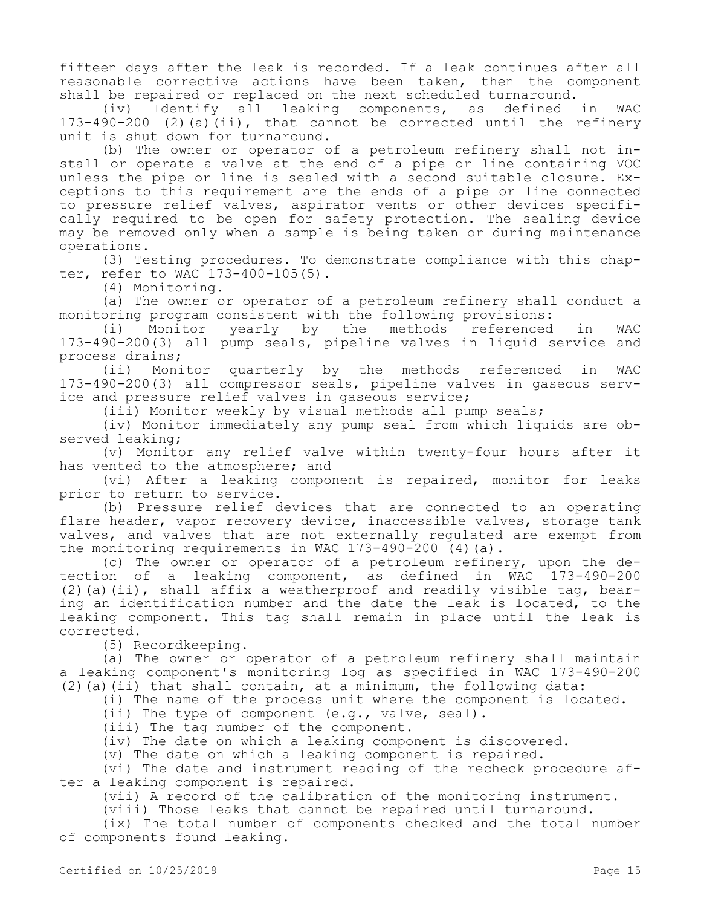fifteen days after the leak is recorded. If a leak continues after all reasonable corrective actions have been taken, then the component shall be repaired or replaced on the next scheduled turnaround.

(iv) Identify all leaking components, as defined in WAC 173-490-200 (2)(a)(ii), that cannot be corrected until the refinery unit is shut down for turnaround.

(b) The owner or operator of a petroleum refinery shall not install or operate a valve at the end of a pipe or line containing VOC unless the pipe or line is sealed with a second suitable closure. Exceptions to this requirement are the ends of a pipe or line connected to pressure relief valves, aspirator vents or other devices specifically required to be open for safety protection. The sealing device may be removed only when a sample is being taken or during maintenance operations.

(3) Testing procedures. To demonstrate compliance with this chapter, refer to WAC 173-400-105(5).

(4) Monitoring.

(a) The owner or operator of a petroleum refinery shall conduct a monitoring program consistent with the following provisions:

(i) Monitor yearly by the methods referenced in WAC 173-490-200(3) all pump seals, pipeline valves in liquid service and process drains;

(ii) Monitor quarterly by the methods referenced in WAC 173-490-200(3) all compressor seals, pipeline valves in gaseous service and pressure relief valves in gaseous service;

(iii) Monitor weekly by visual methods all pump seals;

(iv) Monitor immediately any pump seal from which liquids are observed leaking;

(v) Monitor any relief valve within twenty-four hours after it has vented to the atmosphere; and

(vi) After a leaking component is repaired, monitor for leaks prior to return to service.

(b) Pressure relief devices that are connected to an operating flare header, vapor recovery device, inaccessible valves, storage tank valves, and valves that are not externally regulated are exempt from the monitoring requirements in WAC 173-490-200 (4)(a).

(c) The owner or operator of a petroleum refinery, upon the detection of a leaking component, as defined in WAC 173-490-200 (2)(a)(ii), shall affix a weatherproof and readily visible tag, bearing an identification number and the date the leak is located, to the leaking component. This tag shall remain in place until the leak is corrected.

(5) Recordkeeping.

(a) The owner or operator of a petroleum refinery shall maintain a leaking component's monitoring log as specified in WAC 173-490-200 (2)(a)(ii) that shall contain, at a minimum, the following data:

(i) The name of the process unit where the component is located.

(ii) The type of component (e.g., valve, seal).

(iii) The tag number of the component.

(iv) The date on which a leaking component is discovered.

(v) The date on which a leaking component is repaired.

(vi) The date and instrument reading of the recheck procedure after a leaking component is repaired.

(vii) A record of the calibration of the monitoring instrument.

(viii) Those leaks that cannot be repaired until turnaround.

(ix) The total number of components checked and the total number of components found leaking.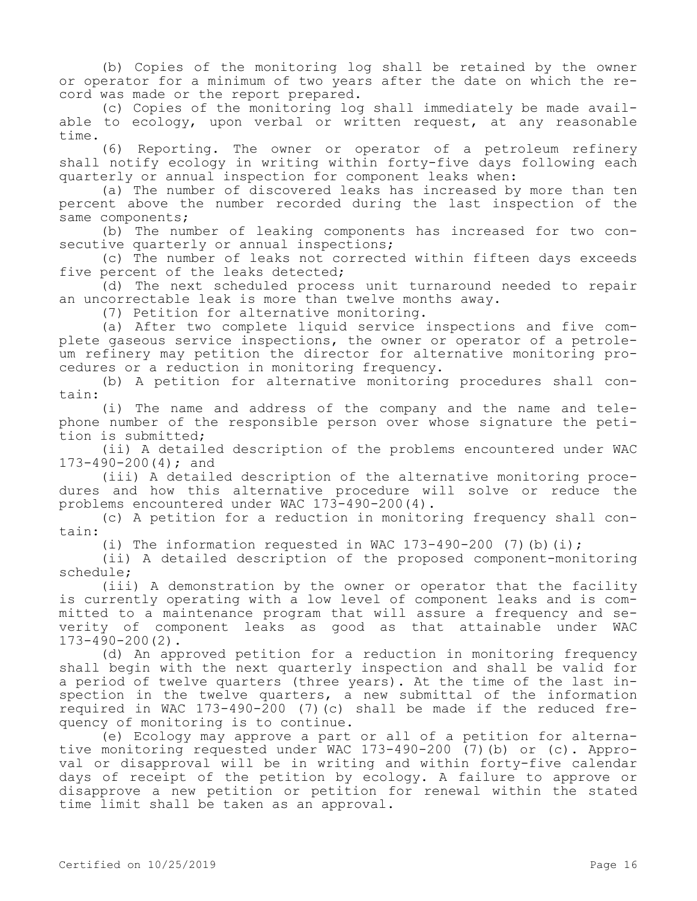(b) Copies of the monitoring log shall be retained by the owner or operator for a minimum of two years after the date on which the record was made or the report prepared.

(c) Copies of the monitoring log shall immediately be made available to ecology, upon verbal or written request, at any reasonable time.

(6) Reporting. The owner or operator of a petroleum refinery shall notify ecology in writing within forty-five days following each quarterly or annual inspection for component leaks when:

(a) The number of discovered leaks has increased by more than ten percent above the number recorded during the last inspection of the same components;

(b) The number of leaking components has increased for two consecutive quarterly or annual inspections;

(c) The number of leaks not corrected within fifteen days exceeds five percent of the leaks detected;

(d) The next scheduled process unit turnaround needed to repair an uncorrectable leak is more than twelve months away.

(7) Petition for alternative monitoring.

(a) After two complete liquid service inspections and five complete gaseous service inspections, the owner or operator of a petroleum refinery may petition the director for alternative monitoring procedures or a reduction in monitoring frequency.

(b) A petition for alternative monitoring procedures shall contain:

(i) The name and address of the company and the name and telephone number of the responsible person over whose signature the petition is submitted;

(ii) A detailed description of the problems encountered under WAC 173-490-200(4); and

(iii) A detailed description of the alternative monitoring procedures and how this alternative procedure will solve or reduce the problems encountered under WAC 173-490-200(4).

(c) A petition for a reduction in monitoring frequency shall contain:

(i) The information requested in WAC 173-490-200 (7)(b)(i);

(ii) A detailed description of the proposed component-monitoring schedule;

(iii) A demonstration by the owner or operator that the facility is currently operating with a low level of component leaks and is committed to a maintenance program that will assure a frequency and severity of component leaks as good as that attainable under WAC 173-490-200(2).

(d) An approved petition for a reduction in monitoring frequency shall begin with the next quarterly inspection and shall be valid for a period of twelve quarters (three years). At the time of the last inspection in the twelve quarters, a new submittal of the information required in WAC 173-490-200 (7)(c) shall be made if the reduced frequency of monitoring is to continue.

(e) Ecology may approve a part or all of a petition for alternative monitoring requested under WAC 173-490-200 (7)(b) or (c). Approval or disapproval will be in writing and within forty-five calendar days of receipt of the petition by ecology. A failure to approve or disapprove a new petition or petition for renewal within the stated time limit shall be taken as an approval.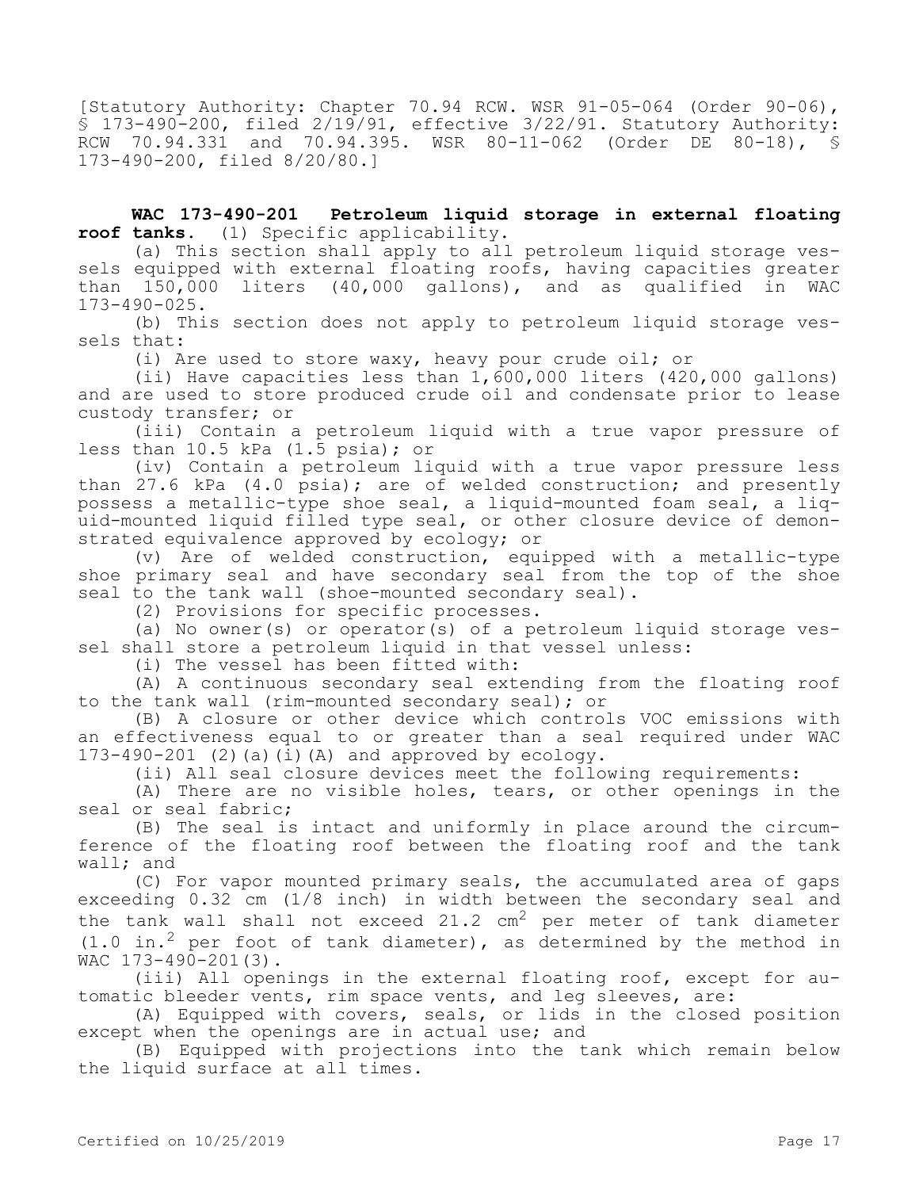[Statutory Authority: Chapter 70.94 RCW. WSR 91-05-064 (Order 90-06), § 173-490-200, filed 2/19/91, effective 3/22/91. Statutory Authority: RCW 70.94.331 and 70.94.395. WSR 80-11-062 (Order DE 80-18), § 173-490-200, filed 8/20/80.]

**WAC 173-490-201 Petroleum liquid storage in external floating roof tanks.** (1) Specific applicability.

(a) This section shall apply to all petroleum liquid storage vessels equipped with external floating roofs, having capacities greater than 150,000 liters (40,000 gallons), and as qualified in WAC 173-490-025.

(b) This section does not apply to petroleum liquid storage vessels that:

(i) Are used to store waxy, heavy pour crude oil; or

(ii) Have capacities less than 1,600,000 liters (420,000 gallons) and are used to store produced crude oil and condensate prior to lease custody transfer; or

(iii) Contain a petroleum liquid with a true vapor pressure of less than 10.5 kPa (1.5 psia); or

(iv) Contain a petroleum liquid with a true vapor pressure less than 27.6 kPa (4.0 psia); are of welded construction; and presently possess a metallic-type shoe seal, a liquid-mounted foam seal, a liquid-mounted liquid filled type seal, or other closure device of demonstrated equivalence approved by ecology; or

(v) Are of welded construction, equipped with a metallic-type shoe primary seal and have secondary seal from the top of the shoe seal to the tank wall (shoe-mounted secondary seal).

(2) Provisions for specific processes.

(a) No owner(s) or operator(s) of a petroleum liquid storage vessel shall store a petroleum liquid in that vessel unless:

(i) The vessel has been fitted with:

(A) A continuous secondary seal extending from the floating roof to the tank wall (rim-mounted secondary seal); or

(B) A closure or other device which controls VOC emissions with an effectiveness equal to or greater than a seal required under WAC 173-490-201 (2)(a)(i)(A) and approved by ecology.

(ii) All seal closure devices meet the following requirements:

(A) There are no visible holes, tears, or other openings in the seal or seal fabric;

(B) The seal is intact and uniformly in place around the circumference of the floating roof between the floating roof and the tank wall; and

(C) For vapor mounted primary seals, the accumulated area of gaps exceeding 0.32 cm (1/8 inch) in width between the secondary seal and the tank wall shall not exceed 21.2 $cm^2$ per meter of tank diameter (1.0 $in.^2$ per foot of tank diameter), as determined by the method in WAC 173-490-201(3).

(iii) All openings in the external floating roof, except for automatic bleeder vents, rim space vents, and leg sleeves, are:

(A) Equipped with covers, seals, or lids in the closed position except when the openings are in actual use; and

(B) Equipped with projections into the tank which remain below the liquid surface at all times.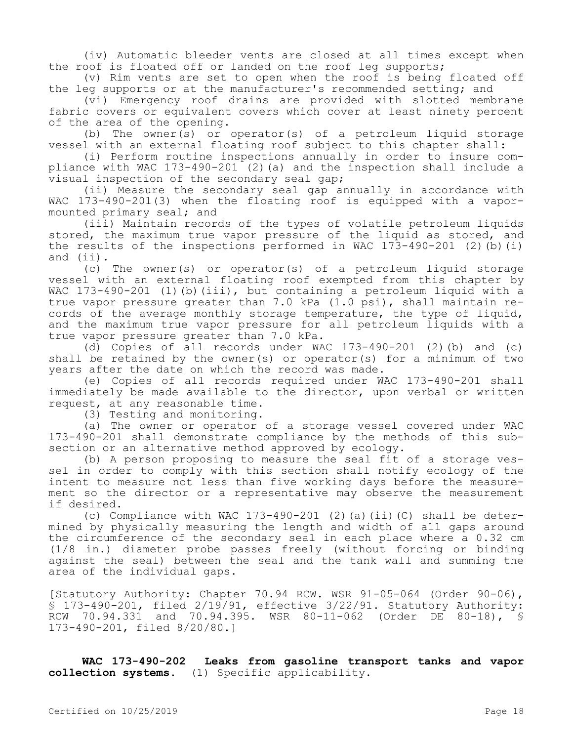(iv) Automatic bleeder vents are closed at all times except when the roof is floated off or landed on the roof leg supports;

(v) Rim vents are set to open when the roof is being floated off the leg supports or at the manufacturer's recommended setting; and

(vi) Emergency roof drains are provided with slotted membrane fabric covers or equivalent covers which cover at least ninety percent of the area of the opening.

(b) The owner(s) or operator(s) of a petroleum liquid storage vessel with an external floating roof subject to this chapter shall:

(i) Perform routine inspections annually in order to insure compliance with WAC 173-490-201 (2)(a) and the inspection shall include a visual inspection of the secondary seal gap;

(ii) Measure the secondary seal gap annually in accordance with WAC 173-490-201(3) when the floating roof is equipped with a vapor-mounted primary seal; and

(iii) Maintain records of the types of volatile petroleum liquids stored, the maximum true vapor pressure of the liquid as stored, and the results of the inspections performed in WAC 173-490-201 (2)(b)(i) and (ii).

(c) The owner(s) or operator(s) of a petroleum liquid storage vessel with an external floating roof exempted from this chapter by WAC 173-490-201 (1)(b)(iii), but containing a petroleum liquid with a true vapor pressure greater than 7.0 kPa (1.0 psi), shall maintain records of the average monthly storage temperature, the type of liquid, and the maximum true vapor pressure for all petroleum liquids with a true vapor pressure greater than 7.0 kPa.

(d) Copies of all records under WAC 173-490-201 (2)(b) and (c) shall be retained by the owner(s) or operator(s) for a minimum of two years after the date on which the record was made.

(e) Copies of all records required under WAC 173-490-201 shall immediately be made available to the director, upon verbal or written request, at any reasonable time.

(3) Testing and monitoring.

(a) The owner or operator of a storage vessel covered under WAC 173-490-201 shall demonstrate compliance by the methods of this subsection or an alternative method approved by ecology.

(b) A person proposing to measure the seal fit of a storage vessel in order to comply with this section shall notify ecology of the intent to measure not less than five working days before the measurement so the director or a representative may observe the measurement if desired.

(c) Compliance with WAC 173-490-201 (2)(a)(ii)(C) shall be determined by physically measuring the length and width of all gaps around the circumference of the secondary seal in each place where a 0.32 cm (1/8 in.) diameter probe passes freely (without forcing or binding against the seal) between the seal and the tank wall and summing the area of the individual gaps.

[Statutory Authority: Chapter 70.94 RCW. WSR 91-05-064 (Order 90-06), § 173-490-201, filed 2/19/91, effective 3/22/91. Statutory Authority: RCW 70.94.331 and 70.94.395. WSR 80-11-062 (Order DE 80-18), § 173-490-201, filed 8/20/80.]

**WAC 173-490-202 Leaks from gasoline transport tanks and vapor collection systems.** (1) Specific applicability.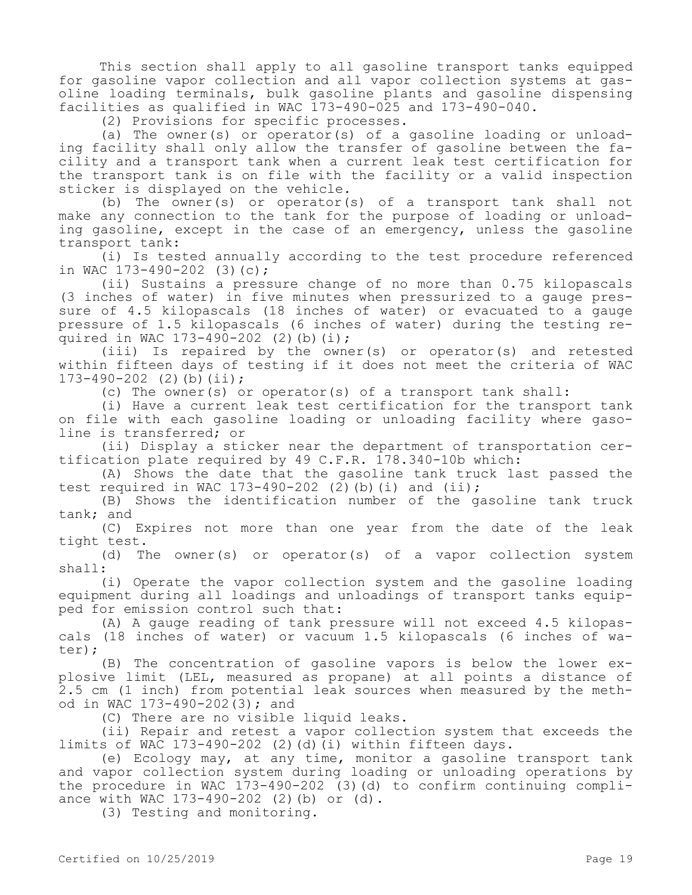This section shall apply to all gasoline transport tanks equipped for gasoline vapor collection and all vapor collection systems at gasoline loading terminals, bulk gasoline plants and gasoline dispensing facilities as qualified in WAC 173-490-025 and 173-490-040.

(2) Provisions for specific processes.

(a) The owner(s) or operator(s) of a gasoline loading or unloading facility shall only allow the transfer of gasoline between the facility and a transport tank when a current leak test certification for the transport tank is on file with the facility or a valid inspection sticker is displayed on the vehicle.

(b) The owner(s) or operator(s) of a transport tank shall not make any connection to the tank for the purpose of loading or unloading gasoline, except in the case of an emergency, unless the gasoline transport tank:

(i) Is tested annually according to the test procedure referenced in WAC 173-490-202 (3)(c);

(ii) Sustains a pressure change of no more than 0.75 kilopascals (3 inches of water) in five minutes when pressurized to a gauge pressure of 4.5 kilopascals (18 inches of water) or evacuated to a gauge pressure of 1.5 kilopascals (6 inches of water) during the testing required in WAC 173-490-202 (2)(b)(i);

(iii) Is repaired by the owner(s) or operator(s) and retested within fifteen days of testing if it does not meet the criteria of WAC 173-490-202 (2)(b)(ii);

(c) The owner(s) or operator(s) of a transport tank shall:

(i) Have a current leak test certification for the transport tank on file with each gasoline loading or unloading facility where gasoline is transferred; or

(ii) Display a sticker near the department of transportation certification plate required by 49 C.F.R. 178.340-10b which:

(A) Shows the date that the gasoline tank truck last passed the test required in WAC 173-490-202 (2)(b)(i) and (ii);

(B) Shows the identification number of the gasoline tank truck tank; and

(C) Expires not more than one year from the date of the leak tight test.

(d) The owner(s) or operator(s) of a vapor collection system shall:

(i) Operate the vapor collection system and the gasoline loading equipment during all loadings and unloadings of transport tanks equipped for emission control such that:

(A) A gauge reading of tank pressure will not exceed 4.5 kilopascals (18 inches of water) or vacuum 1.5 kilopascals (6 inches of water);

(B) The concentration of gasoline vapors is below the lower explosive limit (LEL, measured as propane) at all points a distance of 2.5 cm (1 inch) from potential leak sources when measured by the method in WAC 173-490-202(3); and

(C) There are no visible liquid leaks.

(ii) Repair and retest a vapor collection system that exceeds the limits of WAC 173-490-202 (2)(d)(i) within fifteen days.

(e) Ecology may, at any time, monitor a gasoline transport tank and vapor collection system during loading or unloading operations by the procedure in WAC 173-490-202 (3)(d) to confirm continuing compliance with WAC 173-490-202 (2)(b) or (d).

(3) Testing and monitoring.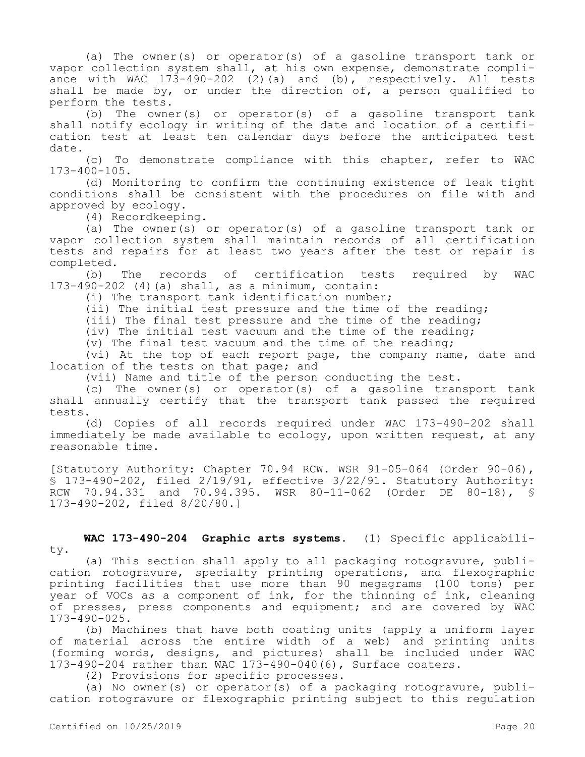(a) The owner(s) or operator(s) of a gasoline transport tank or vapor collection system shall, at his own expense, demonstrate compliance with WAC 173-490-202 (2)(a) and (b), respectively. All tests shall be made by, or under the direction of, a person qualified to perform the tests.

(b) The owner(s) or operator(s) of a gasoline transport tank shall notify ecology in writing of the date and location of a certification test at least ten calendar days before the anticipated test date.

(c) To demonstrate compliance with this chapter, refer to WAC 173-400-105.

(d) Monitoring to confirm the continuing existence of leak tight conditions shall be consistent with the procedures on file with and approved by ecology.

(4) Recordkeeping.

(a) The owner(s) or operator(s) of a gasoline transport tank or vapor collection system shall maintain records of all certification tests and repairs for at least two years after the test or repair is completed.

(b) The records of certification tests required by WAC 173-490-202 (4)(a) shall, as a minimum, contain:

(i) The transport tank identification number;

(ii) The initial test pressure and the time of the reading;

(iii) The final test pressure and the time of the reading;

(iv) The initial test vacuum and the time of the reading;

(v) The final test vacuum and the time of the reading;

(vi) At the top of each report page, the company name, date and location of the tests on that page; and

(vii) Name and title of the person conducting the test.

(c) The owner(s) or operator(s) of a gasoline transport tank shall annually certify that the transport tank passed the required tests.

(d) Copies of all records required under WAC 173-490-202 shall immediately be made available to ecology, upon written request, at any reasonable time.

[Statutory Authority: Chapter 70.94 RCW. WSR 91-05-064 (Order 90-06), § 173-490-202, filed 2/19/91, effective 3/22/91. Statutory Authority: RCW 70.94.331 and 70.94.395. WSR 80-11-062 (Order DE 80-18), § 173-490-202, filed 8/20/80.]

**WAC 173-490-204 Graphic arts systems.** (1) Specific applicability.

(a) This section shall apply to all packaging rotogravure, publication rotogravure, specialty printing operations, and flexographic printing facilities that use more than 90 megagrams (100 tons) per year of VOCs as a component of ink, for the thinning of ink, cleaning of presses, press components and equipment; and are covered by WAC 173-490-025.

(b) Machines that have both coating units (apply a uniform layer of material across the entire width of a web) and printing units (forming words, designs, and pictures) shall be included under WAC 173-490-204 rather than WAC 173-490-040(6), Surface coaters.

(2) Provisions for specific processes.

(a) No owner(s) or operator(s) of a packaging rotogravure, publication rotogravure or flexographic printing subject to this regulation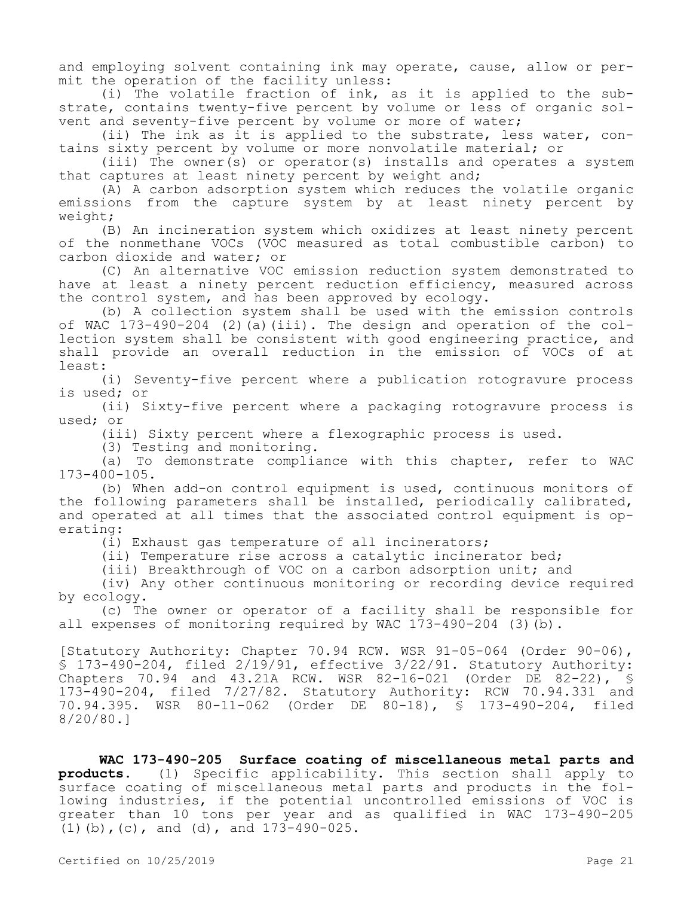and employing solvent containing ink may operate, cause, allow or permit the operation of the facility unless:

(i) The volatile fraction of ink, as it is applied to the substrate, contains twenty-five percent by volume or less of organic solvent and seventy-five percent by volume or more of water;

(ii) The ink as it is applied to the substrate, less water, contains sixty percent by volume or more nonvolatile material; or

(iii) The owner(s) or operator(s) installs and operates a system that captures at least ninety percent by weight and;

(A) A carbon adsorption system which reduces the volatile organic emissions from the capture system by at least ninety percent by weight;

(B) An incineration system which oxidizes at least ninety percent of the nonmethane VOCs (VOC measured as total combustible carbon) to carbon dioxide and water; or

(C) An alternative VOC emission reduction system demonstrated to have at least a ninety percent reduction efficiency, measured across the control system, and has been approved by ecology.

(b) A collection system shall be used with the emission controls of WAC 173-490-204 (2)(a)(iii). The design and operation of the collection system shall be consistent with good engineering practice, and shall provide an overall reduction in the emission of VOCs of at least:

(i) Seventy-five percent where a publication rotogravure process is used; or

(ii) Sixty-five percent where a packaging rotogravure process is used; or

(iii) Sixty percent where a flexographic process is used.

(3) Testing and monitoring.

(a) To demonstrate compliance with this chapter, refer to WAC 173-400-105.

(b) When add-on control equipment is used, continuous monitors of the following parameters shall be installed, periodically calibrated, and operated at all times that the associated control equipment is operating:

(i) Exhaust gas temperature of all incinerators;

(ii) Temperature rise across a catalytic incinerator bed;

(iii) Breakthrough of VOC on a carbon adsorption unit; and

(iv) Any other continuous monitoring or recording device required by ecology.

(c) The owner or operator of a facility shall be responsible for all expenses of monitoring required by WAC 173-490-204 (3)(b).

[Statutory Authority: Chapter 70.94 RCW. WSR 91-05-064 (Order 90-06), § 173-490-204, filed 2/19/91, effective 3/22/91. Statutory Authority: Chapters 70.94 and 43.21A RCW. WSR 82-16-021 (Order DE 82-22), § 173-490-204, filed 7/27/82. Statutory Authority: RCW 70.94.331 and 70.94.395. WSR 80-11-062 (Order DE 80-18), § 173-490-204, filed 8/20/80.]

**WAC 173-490-205 Surface coating of miscellaneous metal parts and products.** (1) Specific applicability. This section shall apply to surface coating of miscellaneous metal parts and products in the following industries, if the potential uncontrolled emissions of VOC is greater than 10 tons per year and as qualified in WAC 173-490-205 (1)(b),(c), and (d), and 173-490-025.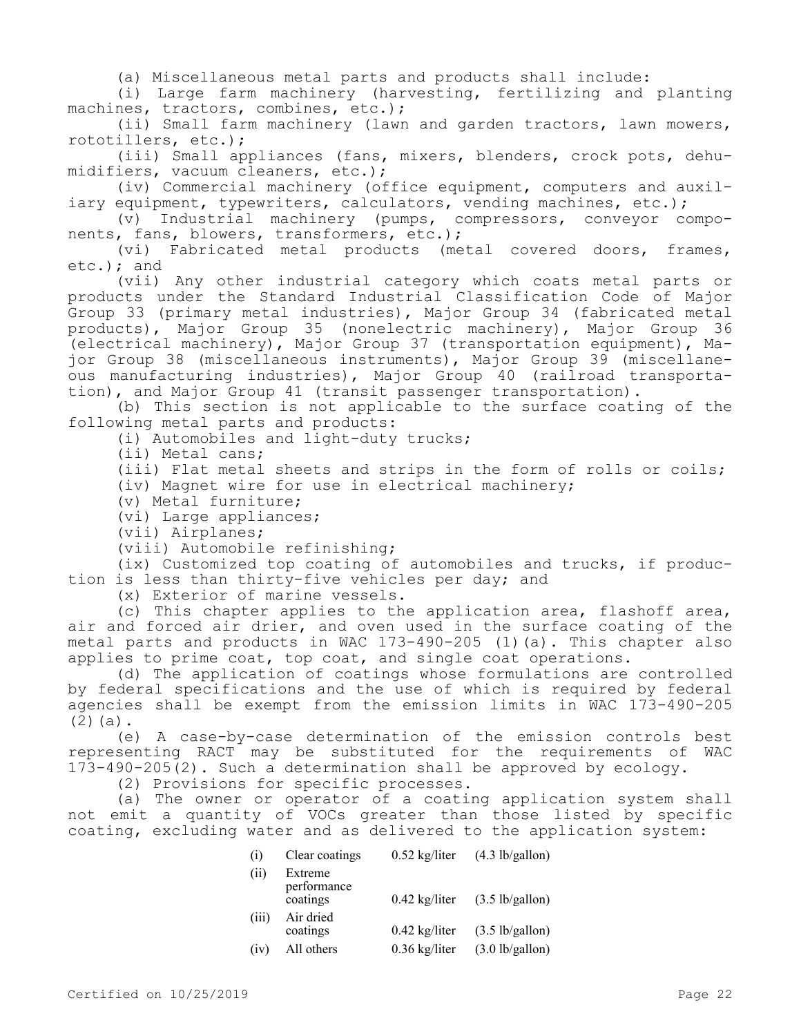(a) Miscellaneous metal parts and products shall include:

(i) Large farm machinery (harvesting, fertilizing and planting machines, tractors, combines, etc.);

(ii) Small farm machinery (lawn and garden tractors, lawn mowers, rototillers, etc.);

(iii) Small appliances (fans, mixers, blenders, crock pots, dehumidifiers, vacuum cleaners, etc.);

(iv) Commercial machinery (office equipment, computers and auxiliary equipment, typewriters, calculators, vending machines, etc.);

(v) Industrial machinery (pumps, compressors, conveyor components, fans, blowers, transformers, etc.);

(vi) Fabricated metal products (metal covered doors, frames, etc.); and

(vii) Any other industrial category which coats metal parts or products under the Standard Industrial Classification Code of Major Group 33 (primary metal industries), Major Group 34 (fabricated metal products), Major Group 35 (nonelectric machinery), Major Group 36 (electrical machinery), Major Group 37 (transportation equipment), Major Group 38 (miscellaneous instruments), Major Group 39 (miscellaneous manufacturing industries), Major Group 40 (railroad transportation), and Major Group 41 (transit passenger transportation).

(b) This section is not applicable to the surface coating of the following metal parts and products:

(i) Automobiles and light-duty trucks;

(ii) Metal cans;

(iii) Flat metal sheets and strips in the form of rolls or coils;

(iv) Magnet wire for use in electrical machinery;

(v) Metal furniture;

(vi) Large appliances;

(vii) Airplanes;

(viii) Automobile refinishing;

(ix) Customized top coating of automobiles and trucks, if production is less than thirty-five vehicles per day; and

(x) Exterior of marine vessels.

(c) This chapter applies to the application area, flashoff area, air and forced air drier, and oven used in the surface coating of the metal parts and products in WAC 173-490-205 (1)(a). This chapter also applies to prime coat, top coat, and single coat operations.

(d) The application of coatings whose formulations are controlled by federal specifications and the use of which is required by federal agencies shall be exempt from the emission limits in WAC 173-490-205 (2)(a).

(e) A case-by-case determination of the emission controls best representing RACT may be substituted for the requirements of WAC 173-490-205(2). Such a determination shall be approved by ecology.

(2) Provisions for specific processes.

(a) The owner or operator of a coating application system shall not emit a quantity of VOCs greater than those listed by specific coating, excluding water and as delivered to the application system:

| | | | |
|---|---|---|---|
| (i) | Clear coatings | 0.52 kg/liter | (4.3 lb/gallon) |
| (ii) | Extreme performance coatings | 0.42 kg/liter | (3.5 lb/gallon) |
| (iii) | Air dried coatings | 0.42 kg/liter | (3.5 lb/gallon) |
| (iv) | All others | 0.36 kg/liter | (3.0 lb/gallon) |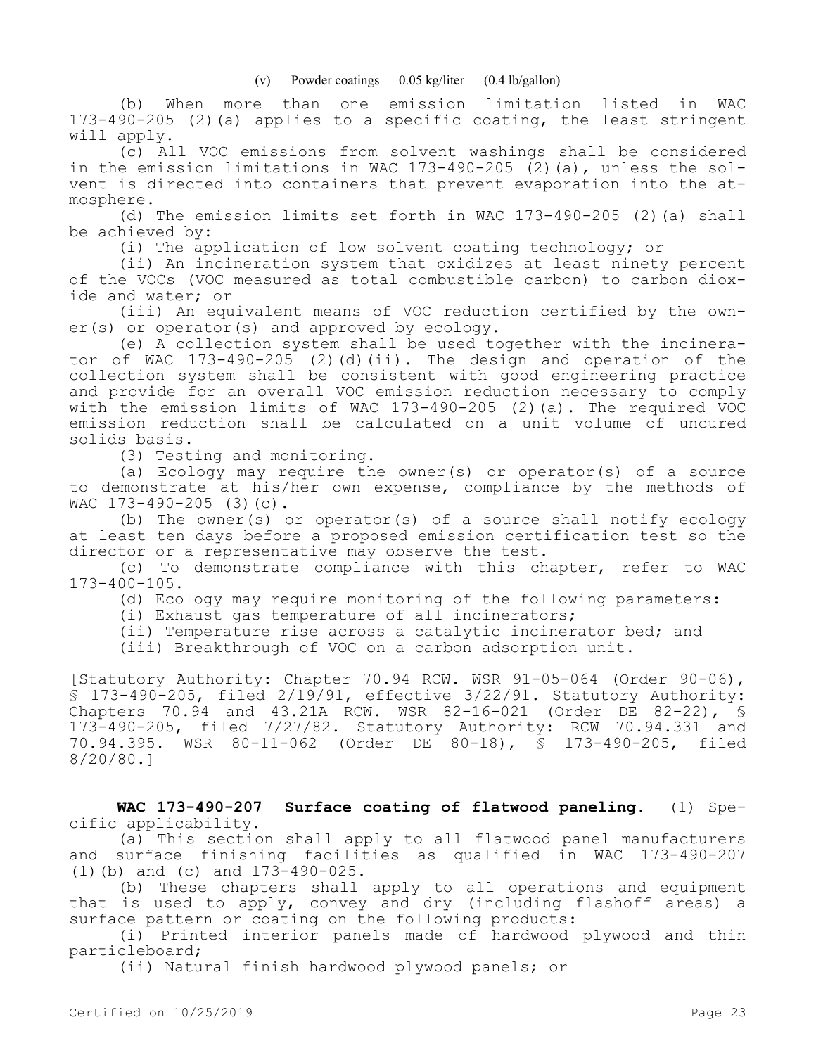(v) Powder coatings 0.05 kg/liter (0.4 lb/gallon)

(b) When more than one emission limitation listed in WAC 173-490-205 (2)(a) applies to a specific coating, the least stringent will apply.

(c) All VOC emissions from solvent washings shall be considered in the emission limitations in WAC 173-490-205 (2)(a), unless the solvent is directed into containers that prevent evaporation into the atmosphere.

(d) The emission limits set forth in WAC 173-490-205 (2)(a) shall be achieved by:

(i) The application of low solvent coating technology; or

(ii) An incineration system that oxidizes at least ninety percent of the VOCs (VOC measured as total combustible carbon) to carbon dioxide and water; or

(iii) An equivalent means of VOC reduction certified by the owner(s) or operator(s) and approved by ecology.

(e) A collection system shall be used together with the incinerator of WAC 173-490-205 (2)(d)(ii). The design and operation of the collection system shall be consistent with good engineering practice and provide for an overall VOC emission reduction necessary to comply with the emission limits of WAC 173-490-205 (2)(a). The required VOC emission reduction shall be calculated on a unit volume of uncured solids basis.

(3) Testing and monitoring.

(a) Ecology may require the owner(s) or operator(s) of a source to demonstrate at his/her own expense, compliance by the methods of WAC 173-490-205 (3)(c).

(b) The owner(s) or operator(s) of a source shall notify ecology at least ten days before a proposed emission certification test so the director or a representative may observe the test.

(c) To demonstrate compliance with this chapter, refer to WAC 173-400-105.

(d) Ecology may require monitoring of the following parameters:

(i) Exhaust gas temperature of all incinerators;

(ii) Temperature rise across a catalytic incinerator bed; and

(iii) Breakthrough of VOC on a carbon adsorption unit.

[Statutory Authority: Chapter 70.94 RCW. WSR 91-05-064 (Order 90-06), § 173-490-205, filed 2/19/91, effective 3/22/91. Statutory Authority: Chapters 70.94 and 43.21A RCW. WSR 82-16-021 (Order DE 82-22), § 173-490-205, filed 7/27/82. Statutory Authority: RCW 70.94.331 and 70.94.395. WSR 80-11-062 (Order DE 80-18), § 173-490-205, filed 8/20/80.]

**WAC 173-490-207 Surface coating of flatwood paneling.** (1) Specific applicability.

(a) This section shall apply to all flatwood panel manufacturers and surface finishing facilities as qualified in WAC 173-490-207 (1)(b) and (c) and 173-490-025.

(b) These chapters shall apply to all operations and equipment that is used to apply, convey and dry (including flashoff areas) a surface pattern or coating on the following products:

(i) Printed interior panels made of hardwood plywood and thin particleboard;

(ii) Natural finish hardwood plywood panels; or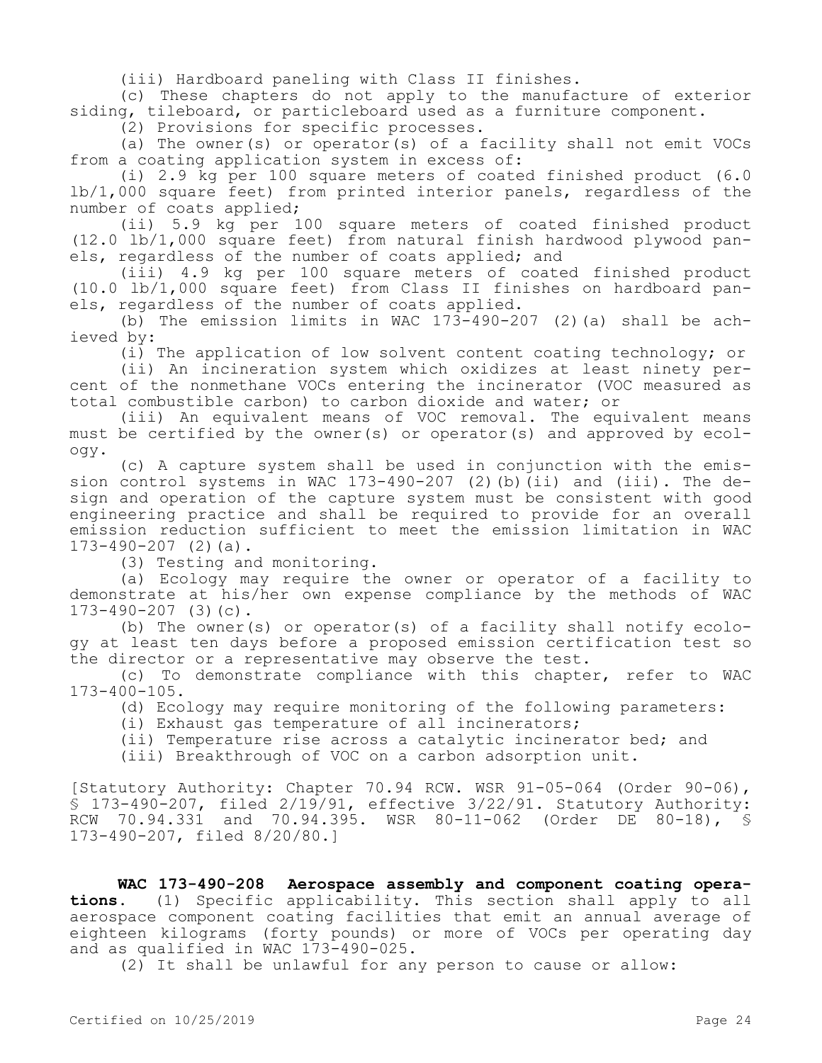(iii) Hardboard paneling with Class II finishes.

(c) These chapters do not apply to the manufacture of exterior siding, tileboard, or particleboard used as a furniture component.

(2) Provisions for specific processes.

(a) The owner(s) or operator(s) of a facility shall not emit VOCs from a coating application system in excess of:

(i) 2.9 kg per 100 square meters of coated finished product (6.0 lb/1,000 square feet) from printed interior panels, regardless of the number of coats applied;

(ii) 5.9 kg per 100 square meters of coated finished product (12.0 lb/1,000 square feet) from natural finish hardwood plywood panels, regardless of the number of coats applied; and

(iii) 4.9 kg per 100 square meters of coated finished product (10.0 lb/1,000 square feet) from Class II finishes on hardboard panels, regardless of the number of coats applied.

(b) The emission limits in WAC 173-490-207 (2)(a) shall be achieved by:

(i) The application of low solvent content coating technology; or

(ii) An incineration system which oxidizes at least ninety percent of the nonmethane VOCs entering the incinerator (VOC measured as total combustible carbon) to carbon dioxide and water; or

(iii) An equivalent means of VOC removal. The equivalent means must be certified by the owner(s) or operator(s) and approved by ecology.

(c) A capture system shall be used in conjunction with the emission control systems in WAC 173-490-207 (2)(b)(ii) and (iii). The design and operation of the capture system must be consistent with good engineering practice and shall be required to provide for an overall emission reduction sufficient to meet the emission limitation in WAC 173-490-207 (2)(a).

(3) Testing and monitoring.

(a) Ecology may require the owner or operator of a facility to demonstrate at his/her own expense compliance by the methods of WAC 173-490-207 (3)(c).

(b) The owner(s) or operator(s) of a facility shall notify ecology at least ten days before a proposed emission certification test so the director or a representative may observe the test.

(c) To demonstrate compliance with this chapter, refer to WAC 173-400-105.

(d) Ecology may require monitoring of the following parameters:

(i) Exhaust gas temperature of all incinerators;

(ii) Temperature rise across a catalytic incinerator bed; and

(iii) Breakthrough of VOC on a carbon adsorption unit.

[Statutory Authority: Chapter 70.94 RCW. WSR 91-05-064 (Order 90-06), § 173-490-207, filed 2/19/91, effective 3/22/91. Statutory Authority: RCW 70.94.331 and 70.94.395. WSR 80-11-062 (Order DE 80-18), § 173-490-207, filed 8/20/80.]

**WAC 173-490-208 Aerospace assembly and component coating operations.** (1) Specific applicability. This section shall apply to all aerospace component coating facilities that emit an annual average of eighteen kilograms (forty pounds) or more of VOCs per operating day and as qualified in WAC 173-490-025.

(2) It shall be unlawful for any person to cause or allow: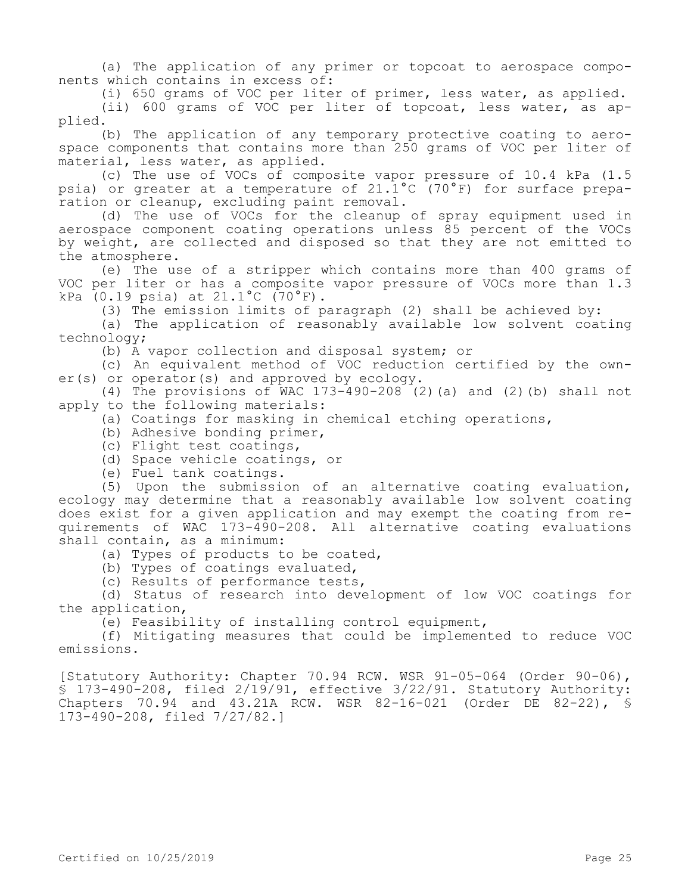(a) The application of any primer or topcoat to aerospace components which contains in excess of:

(i) 650 grams of VOC per liter of primer, less water, as applied.

(ii) 600 grams of VOC per liter of topcoat, less water, as applied.

(b) The application of any temporary protective coating to aerospace components that contains more than 250 grams of VOC per liter of material, less water, as applied.

(c) The use of VOCs of composite vapor pressure of 10.4 kPa (1.5 psia) or greater at a temperature of 21.1°C (70°F) for surface preparation or cleanup, excluding paint removal.

(d) The use of VOCs for the cleanup of spray equipment used in aerospace component coating operations unless 85 percent of the VOCs by weight, are collected and disposed so that they are not emitted to the atmosphere.

(e) The use of a stripper which contains more than 400 grams of VOC per liter or has a composite vapor pressure of VOCs more than 1.3 kPa (0.19 psia) at 21.1°C (70°F).

(3) The emission limits of paragraph (2) shall be achieved by:

(a) The application of reasonably available low solvent coating technology;

(b) A vapor collection and disposal system; or

(c) An equivalent method of VOC reduction certified by the owner(s) or operator(s) and approved by ecology.

(4) The provisions of WAC 173-490-208 (2)(a) and (2)(b) shall not apply to the following materials:

(a) Coatings for masking in chemical etching operations,

(b) Adhesive bonding primer,

(c) Flight test coatings,

(d) Space vehicle coatings, or

(e) Fuel tank coatings.

(5) Upon the submission of an alternative coating evaluation, ecology may determine that a reasonably available low solvent coating does exist for a given application and may exempt the coating from requirements of WAC 173-490-208. All alternative coating evaluations shall contain, as a minimum:

(a) Types of products to be coated,

(b) Types of coatings evaluated,

(c) Results of performance tests,

(d) Status of research into development of low VOC coatings for the application,

(e) Feasibility of installing control equipment,

(f) Mitigating measures that could be implemented to reduce VOC emissions.

[Statutory Authority: Chapter 70.94 RCW. WSR 91-05-064 (Order 90-06), § 173-490-208, filed 2/19/91, effective 3/22/91. Statutory Authority: Chapters 70.94 and 43.21A RCW. WSR 82-16-021 (Order DE 82-22), § 173-490-208, filed 7/27/82.]